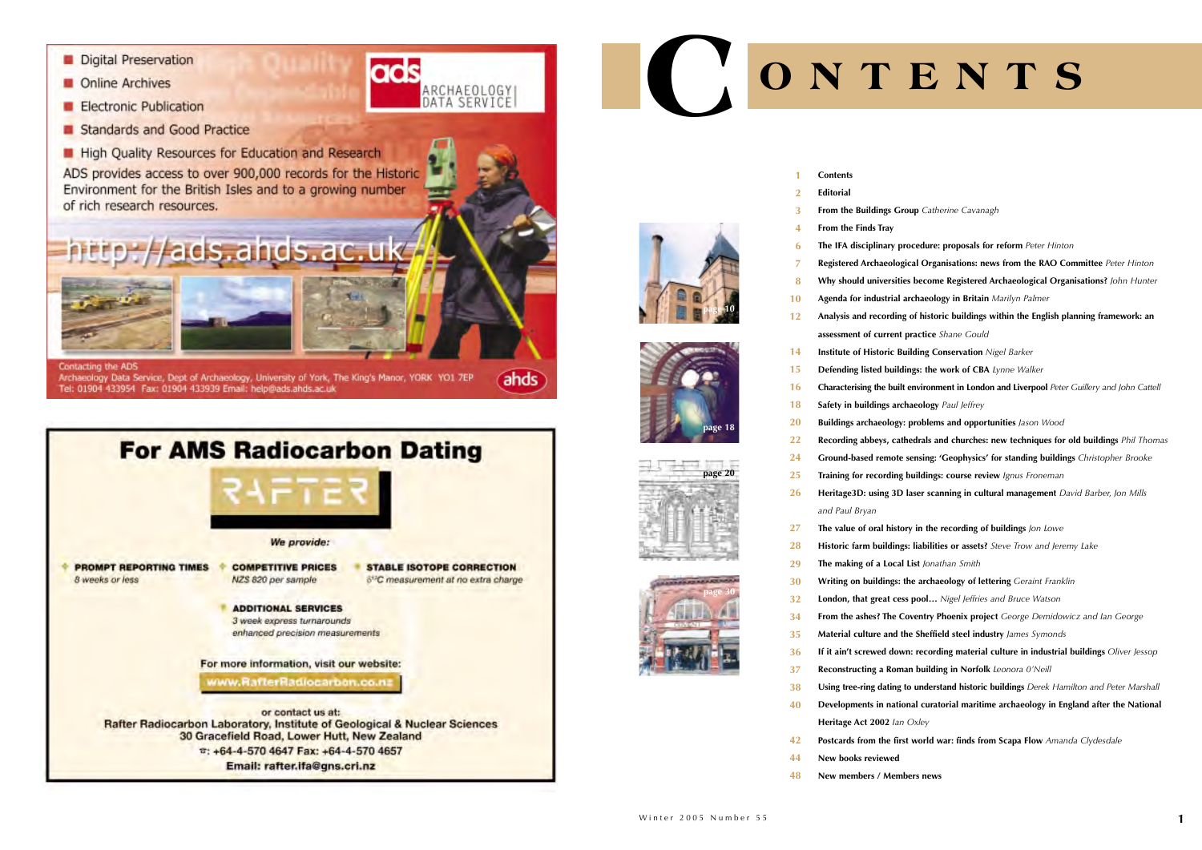- Digital Preservation
- Online Archives
- Electronic Publication
- Standards and Good Practice
- High Quality Resources for Education and Research

ADS provides access to over 900,000 records for the Historic Environment for the British Isles and to a growing number of rich research resources.

ARCHAEOLOGY DATA SERVICE

http://ads.ahds.ac.uk

Contacting the ADS
Archaeology Data Service, Dept of Archaeology, University of York, The King's Manor, YORK YO1 7EP
Tel: 01904 433954 Fax: 01904 433939 Email: help@ads.ahds.ac.uk

## For AMS Radiocarbon Dating

RAFTER

*We provide:*

- **PROMPT REPORTING TIMES** — *8 weeks or less*
- **COMPETITIVE PRICES** — *NZ$ 820 per sample*
- **STABLE ISOTOPE CORRECTION** — *$\delta^{13}C$ measurement at no extra charge*
- **ADDITIONAL SERVICES** — *3 week express turnarounds; enhanced precision measurements*

For more information, visit our website: www.RafterRadiocarbon.co.nz

or contact us at:
Rafter Radiocarbon Laboratory, Institute of Geological & Nuclear Sciences
30 Gracefield Road, Lower Hutt, New Zealand
☎: +64-4-570 4647 Fax: +64-4-570 4657
Email: rafter.lfa@gns.cri.nz

# CONTENTS

| | |
|---|---|
| 1 | **Contents** |
| 2 | **Editorial** |
| 3 | **From the Buildings Group** *Catherine Cavanagh* |
| 4 | **From the Finds Tray** |
| 6 | **The IFA disciplinary procedure: proposals for reform** *Peter Hinton* |
| 7 | **Registered Archaeological Organisations: news from the RAO Committee** *Peter Hinton* |
| 8 | **Why should universities become Registered Archaeological Organisations?** *John Hunter* |
| 10 | **Agenda for industrial archaeology in Britain** *Marilyn Palmer* |
| 12 | **Analysis and recording of historic buildings within the English planning framework: an assessment of current practice** *Shane Gould* |
| 14 | **Institute of Historic Building Conservation** *Nigel Barker* |
| 15 | **Defending listed buildings: the work of CBA** *Lynne Walker* |
| 16 | **Characterising the built environment in London and Liverpool** *Peter Guillery and John Cattell* |
| 18 | **Safety in buildings archaeology** *Paul Jeffrey* |
| 20 | **Buildings archaeology: problems and opportunities** *Jason Wood* |
| 22 | **Recording abbeys, cathedrals and churches: new techniques for old buildings** *Phil Thomas* |
| 24 | **Ground-based remote sensing: 'Geophysics' for standing buildings** *Christopher Brooke* |
| 25 | **Training for recording buildings: course review** *Ignus Froneman* |
| 26 | **Heritage3D: using 3D laser scanning in cultural management** *David Barber, Jon Mills and Paul Bryan* |
| 27 | **The value of oral history in the recording of buildings** *Jon Lowe* |
| 28 | **Historic farm buildings: liabilities or assets?** *Steve Trow and Jeremy Lake* |
| 29 | **The making of a Local List** *Jonathan Smith* |
| 30 | **Writing on buildings: the archaeology of lettering** *Geraint Franklin* |
| 32 | **London, that great cess pool…** *Nigel Jeffries and Bruce Watson* |
| 34 | **From the ashes? The Coventry Phoenix project** *George Demidowicz and Ian George* |
| 35 | **Material culture and the Sheffield steel industry** *James Symonds* |
| 36 | **If it ain't screwed down: recording material culture in industrial buildings** *Oliver Jessop* |
| 37 | **Reconstructing a Roman building in Norfolk** *Leonora O'Neill* |
| 38 | **Using tree-ring dating to understand historic buildings** *Derek Hamilton and Peter Marshall* |
| 40 | **Developments in national curatorial maritime archaeology in England after the National Heritage Act 2002** *Ian Oxley* |
| 42 | **Postcards from the first world war: finds from Scapa Flow** *Amanda Clydesdale* |
| 44 | **New books reviewed** |
| 48 | **New members / Members news** |

page 10

page 18

page 20

page 30

Winter 2005 Number 55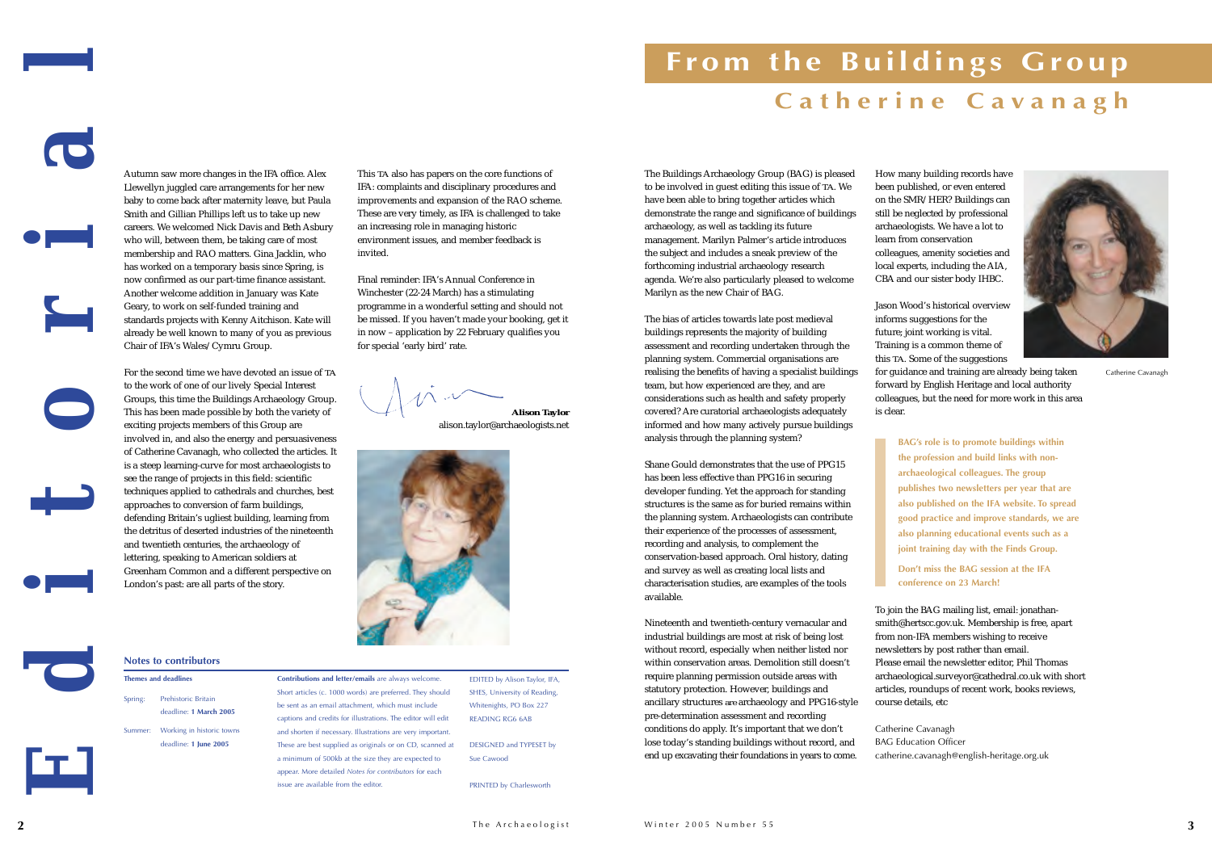# Editorial

Autumn saw more changes in the IFA office. Alex Llewellyn juggled care arrangements for her new baby to come back after maternity leave, but Paula Smith and Gillian Phillips left us to take up new careers. We welcomed Nick Davis and Beth Asbury who will, between them, be taking care of most membership and RAO matters. Gina Jacklin, who has worked on a temporary basis since Spring, is now confirmed as our part-time finance assistant. Another welcome addition in January was Kate Geary, to work on self-funded training and standards projects with Kenny Aitchison. Kate will already be well known to many of you as previous Chair of IFA's Wales/Cymru Group.

For the second time we have devoted an issue of TA to the work of one of our lively Special Interest Groups, this time the Buildings Archaeology Group. This has been made possible by both the variety of exciting projects members of this Group are involved in, and also the energy and persuasiveness of Catherine Cavanagh, who collected the articles. It is a steep learning-curve for most archaeologists to see the range of projects in this field: scientific techniques applied to cathedrals and churches, best approaches to conversion of farm buildings, defending Britain's ugliest building, learning from the detritus of deserted industries of the nineteenth and twentieth centuries, the archaeology of lettering, speaking to American soldiers at Greenham Common and a different perspective on London's past: are all parts of the story.

This TA also has papers on the core functions of IFA: complaints and disciplinary procedures and improvements and expansion of the RAO scheme. These are very timely, as IFA is challenged to take an increasing role in managing historic environment issues, and member feedback is invited.

Final reminder: IFA's Annual Conference in Winchester (22-24 March) has a stimulating programme in a wonderful setting and should not be missed. If you haven't made your booking, get it in now – application by 22 February qualifies you for special 'early bird' rate.

**Alison Taylor**
alison.taylor@archaeologists.net

### Notes to contributors

**Themes and deadlines**

Spring: Prehistoric Britain
deadline: **1 March 2005**

Summer: Working in historic towns
deadline: **1 June 2005**

**Contributions and letter/emails** are always welcome. Short articles (c. 1000 words) are preferred. They should be sent as an email attachment, which must include captions and credits for illustrations. The editor will edit and shorten if necessary. Illustrations are very important. These are best supplied as originals or on CD, scanned at a minimum of 500kb at the size they are expected to appear. More detailed *Notes for contributors* for each issue are available from the editor.

EDITED by Alison Taylor, IFA, SHES, University of Reading, Whitenights, PO Box 227 READING RG6 6AB

DESIGNED and TYPESET by Sue Cawood

PRINTED by Charlesworth

# From the Buildings Group

## Catherine Cavanagh

The Buildings Archaeology Group (BAG) is pleased to be involved in guest editing this issue of TA. We have been able to bring together articles which demonstrate the range and significance of buildings archaeology, as well as tackling its future management. Marilyn Palmer's article introduces the subject and includes a sneak preview of the forthcoming industrial archaeology research agenda. We're also particularly pleased to welcome Marilyn as the new Chair of BAG.

The bias of articles towards late post medieval buildings represents the majority of building assessment and recording undertaken through the planning system. Commercial organisations are realising the benefits of having a specialist buildings team, but how experienced are they, and are considerations such as health and safety properly covered? Are curatorial archaeologists adequately informed and how many actively pursue buildings analysis through the planning system?

Shane Gould demonstrates that the use of PPG15 has been less effective than PPG16 in securing developer funding. Yet the approach for standing structures is the same as for buried remains within the planning system. Archaeologists can contribute their experience of the processes of assessment, recording and analysis, to complement the conservation-based approach. Oral history, dating and survey as well as creating local lists and characterisation studies, are examples of the tools available.

Nineteenth and twentieth-century vernacular and industrial buildings are most at risk of being lost without record, especially when neither listed nor within conservation areas. Demolition still doesn't require planning permission outside areas with statutory protection. However, buildings and ancillary structures are archaeology and PPG16-style pre-determination assessment and recording conditions do apply. It's important that we don't lose today's standing buildings without record, and end up excavating their foundations in years to come.

How many building records have been published, or even entered on the SMR/HER? Buildings can still be neglected by professional archaeologists. We have a lot to learn from conservation colleagues, amenity societies and local experts, including the AIA, CBA and our sister body IHBC.

Jason Wood's historical overview informs suggestions for the future; joint working is vital. Training is a common theme of this TA. Some of the suggestions for guidance and training are already being taken forward by English Heritage and local authority colleagues, but the need for more work in this area is clear.

Catherine Cavanagh

**BAG's role is to promote buildings within the profession and build links with non-archaeological colleagues. The group publishes two newsletters per year that are also published on the IFA website. To spread good practice and improve standards, we are also planning educational events such as a joint training day with the Finds Group.**

**Don't miss the BAG session at the IFA conference on 23 March!**

To join the BAG mailing list, email: jonathan-smith@hertscc.gov.uk. Membership is free, apart from non-IFA members wishing to receive newsletters by post rather than email. Please email the newsletter editor, Phil Thomas archaeological.surveyor@cathedral.co.uk with short articles, roundups of recent work, books reviews, course details, etc

Catherine Cavanagh
BAG Education Officer
catherine.cavanagh@english-heritage.org.uk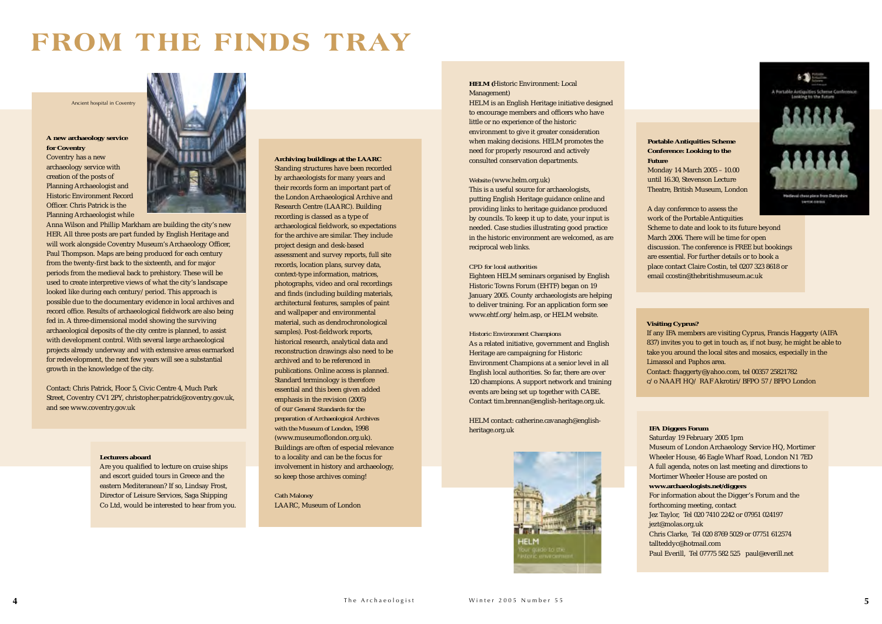# FROM THE FINDS TRAY

Ancient hospital in Coventry

**A new archaeology service for Coventry**

Coventry has a new archaeology service with creation of the posts of Planning Archaeologist and Historic Environment Record Officer. Chris Patrick is the Planning Archaeologist while Anna Wilson and Phillip Markham are building the city's new HER. All three posts are part funded by English Heritage and will work alongside Coventry Museum's Archaeology Officer, Paul Thompson. Maps are being produced for each century from the twenty-first back to the sixteenth, and for major periods from the medieval back to prehistory. These will be used to create interpretive views of what the city's landscape looked like during each century/period. This approach is possible due to the documentary evidence in local archives and record office. Results of archaeological fieldwork are also being fed in. A three-dimensional model showing the surviving archaeological deposits of the city centre is planned, to assist with development control. With several large archaeological projects already underway and with extensive areas earmarked for redevelopment, the next few years will see a substantial growth in the knowledge of the city.

Contact: Chris Patrick, Floor 5, Civic Centre 4, Much Park Street, Coventry CV1 2PY, christopher.patrick@coventry.gov.uk, and see www.coventry.gov.uk

**Lecturers aboard**

Are you qualified to lecture on cruise ships and escort guided tours in Greece and the eastern Mediterranean? If so, Lindsay Frost, Director of Leisure Services, Saga Shipping Co Ltd, would be interested to hear from you.

**Archiving buildings at the LAARC**

Standing structures have been recorded by archaeologists for many years and their records form an important part of the London Archaeological Archive and Research Centre (LAARC). Building recording is classed as a type of archaeological fieldwork, so expectations for the archive are similar. They include project design and desk-based assessment and survey reports, full site records, location plans, survey data, context-type information, matrices, photographs, video and oral recordings and finds (including building materials, architectural features, samples of paint and wallpaper and environmental material, such as dendrochronological samples). Post-fieldwork reports, historical research, analytical data and reconstruction drawings also need to be archived and to be referenced in publications. Online access is planned. Standard terminology is therefore essential and this been given added emphasis in the revision (2005) of our *General Standards for the preparation of Archaeological Archives with the Museum of London*, 1998 (www.museumoflondon.org.uk). Buildings are often of especial relevance to a locality and can be the focus for involvement in history and archaeology, so keep those archives coming!

Cath Maloney
LAARC, Museum of London

**HELM** (Historic Environment: Local Management)

HELM is an English Heritage initiative designed to encourage members and officers who have little or no experience of the historic environment to give it greater consideration when making decisions. HELM promotes the need for properly resourced and actively consulted conservation departments.

Website (www.helm.org.uk)
This is a useful source for archaeologists, putting English Heritage guidance online and providing links to heritage guidance produced by councils. To keep it up to date, your input is needed. Case studies illustrating good practice in the historic environment are welcomed, as are reciprocal web links.

CPD for local authorities
Eighteen HELM seminars organised by English Historic Towns Forum (EHTF) began on 19 January 2005. County archaeologists are helping to deliver training. For an application form see www.ehtf.org/helm.asp, or HELM website.

Historic Environment Champions
As a related initiative, government and English Heritage are campaigning for Historic Environment Champions at a senior level in all English local authorities. So far, there are over 120 champions. A support network and training events are being set up together with CABE. Contact tim.brennan@english-heritage.org.uk.

HELM contact: catherine.cavanagh@english-heritage.org.uk

**Portable Antiquities Scheme Conference: Looking to the Future**

Monday 14 March 2005 – 10.00 until 16.30, Stevenson Lecture Theatre, British Museum, London

A day conference to assess the work of the Portable Antiquities Scheme to date and look to its future beyond March 2006. There will be time for open discussion. The conference is FREE but bookings are essential. For further details or to book a place contact Claire Costin, tel 0207 323 8618 or email ccostin@thebritishmuseum.ac.uk

**Visiting Cyprus?**

If any IFA members are visiting Cyprus, Francis Haggerty (AIFA 837) invites you to get in touch as, if not busy, he might be able to take you around the local sites and mosaics, especially in the Limassol and Paphos area.
Contact: fhaggerty@yahoo.com, tel 00357 25821782
c/o NAAFI HQ/ RAF Akrotiri/BFPO 57/BFPO London

**IFA Diggers Forum**

Saturday 19 February 2005 1pm
Museum of London Archaeology Service HQ, Mortimer Wheeler House, 46 Eagle Wharf Road, London N1 7ED
A full agenda, notes on last meeting and directions to Mortimer Wheeler House are posted on **www.archaeologists.net/diggers**
For information about the Digger's Forum and the forthcoming meeting, contact
Jez Taylor, Tel 020 7410 2242 or 07951 024197 jezt@molas.org.uk
Chris Clarke, Tel 020 8769 5029 or 07751 612574 tallteddyc@hotmail.com
Paul Everill, Tel 07775 582 525 paul@everill.net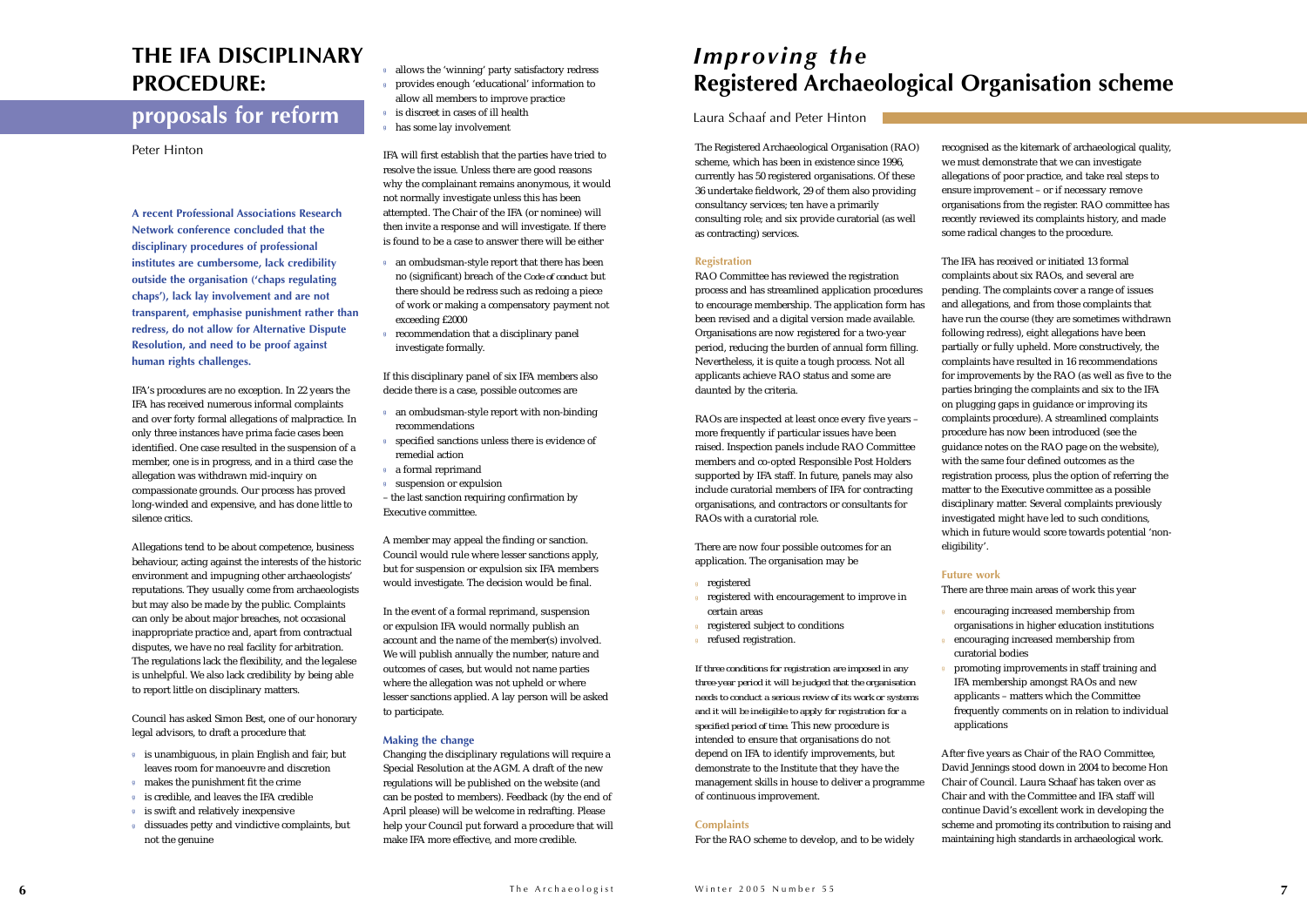# THE IFA DISCIPLINARY PROCEDURE: proposals for reform

Peter Hinton

**A recent Professional Associations Research Network conference concluded that the disciplinary procedures of professional institutes are cumbersome, lack credibility outside the organisation ('chaps regulating chaps'), lack lay involvement and are not transparent, emphasise punishment rather than redress, do not allow for Alternative Dispute Resolution, and need to be proof against human rights challenges.**

IFA's procedures are no exception. In 22 years the IFA has received numerous informal complaints and over forty formal allegations of malpractice. In only three instances have prima facie cases been identified. One case resulted in the suspension of a member, one is in progress, and in a third case the allegation was withdrawn mid-inquiry on compassionate grounds. Our process has proved long-winded and expensive, and has done little to silence critics.

Allegations tend to be about competence, business behaviour, acting against the interests of the historic environment and impugning other archaeologists' reputations. They usually come from archaeologists but may also be made by the public. Complaints can only be about major breaches, not occasional inappropriate practice and, apart from contractual disputes, we have no real facility for arbitration. The regulations lack the flexibility, and the legalese is unhelpful. We also lack credibility by being able to report little on disciplinary matters.

Council has asked Simon Best, one of our honorary legal advisors, to draft a procedure that

- is unambiguous, in plain English and fair, but leaves room for manoeuvre and discretion
- makes the punishment fit the crime
- is credible, and leaves the IFA credible
- is swift and relatively inexpensive
- dissuades petty and vindictive complaints, but not the genuine
- allows the 'winning' party satisfactory redress
- provides enough 'educational' information to allow all members to improve practice
- is discreet in cases of ill health
- has some lay involvement

IFA will first establish that the parties have tried to resolve the issue. Unless there are good reasons why the complainant remains anonymous, it would not normally investigate unless this has been attempted. The Chair of the IFA (or nominee) will then invite a response and will investigate. If there is found to be a case to answer there will be either

- an ombudsman-style report that there has been no (significant) breach of the *Code of conduct* but there should be redress such as redoing a piece of work or making a compensatory payment not exceeding £2000
- recommendation that a disciplinary panel investigate formally.

If this disciplinary panel of six IFA members also decide there is a case, possible outcomes are

- an ombudsman-style report with non-binding recommendations
- specified sanctions unless there is evidence of remedial action
- a formal reprimand
- suspension or expulsion

– the last sanction requiring confirmation by Executive committee.

A member may appeal the finding or sanction. Council would rule where lesser sanctions apply, but for suspension or expulsion six IFA members would investigate. The decision would be final.

In the event of a formal reprimand, suspension or expulsion IFA would normally publish an account and the name of the member(s) involved. We will publish annually the number, nature and outcomes of cases, but would not name parties where the allegation was not upheld or where lesser sanctions applied. A lay person will be asked to participate.

### Making the change

Changing the disciplinary regulations will require a Special Resolution at the AGM. A draft of the new regulations will be published on the website (and can be posted to members). Feedback (by the end of April please) will be welcome in redrafting. Please help your Council put forward a procedure that will make IFA more effective, and more credible.

# *Improving the* Registered Archaeological Organisation scheme

Laura Schaaf and Peter Hinton

The Registered Archaeological Organisation (RAO) scheme, which has been in existence since 1996, currently has 50 registered organisations. Of these 36 undertake fieldwork, 29 of them also providing consultancy services; ten have a primarily consulting role; and six provide curatorial (as well as contracting) services.

### Registration

RAO Committee has reviewed the registration process and has streamlined application procedures to encourage membership. The application form has been revised and a digital version made available. Organisations are now registered for a two-year period, reducing the burden of annual form filling. Nevertheless, it is quite a tough process. Not all applicants achieve RAO status and some are daunted by the criteria.

RAOs are inspected at least once every five years – more frequently if particular issues have been raised. Inspection panels include RAO Committee members and co-opted Responsible Post Holders supported by IFA staff. In future, panels may also include curatorial members of IFA for contracting organisations, and contractors or consultants for RAOs with a curatorial role.

There are now four possible outcomes for an application. The organisation may be

- registered
- registered with encouragement to improve in certain areas
- registered subject to conditions
- refused registration.

*If three conditions for registration are imposed in any three-year period it will be judged that the organisation needs to conduct a serious review of its work or systems and it will be ineligible to apply for registration for a specified period of time.* This new procedure is intended to ensure that organisations do not depend on IFA to identify improvements, but demonstrate to the Institute that they have the management skills in house to deliver a programme of continuous improvement.

### Complaints

For the RAO scheme to develop, and to be widely recognised as the kitemark of archaeological quality, we must demonstrate that we can investigate allegations of poor practice, and take real steps to ensure improvement – or if necessary remove organisations from the register. RAO committee has recently reviewed its complaints history, and made some radical changes to the procedure.

The IFA has received or initiated 13 formal complaints about six RAOs, and several are pending. The complaints cover a range of issues and allegations, and from those complaints that have run the course (they are sometimes withdrawn following redress), eight allegations have been partially or fully upheld. More constructively, the complaints have resulted in 16 recommendations for improvements by the RAO (as well as five to the parties bringing the complaints and six to the IFA on plugging gaps in guidance or improving its complaints procedure). A streamlined complaints procedure has now been introduced (see the guidance notes on the RAO page on the website), with the same four defined outcomes as the registration process, plus the option of referring the matter to the Executive committee as a possible disciplinary matter. Several complaints previously investigated might have led to such conditions, which in future would score towards potential 'non-eligibility'.

### Future work

There are three main areas of work this year

- encouraging increased membership from organisations in higher education institutions
- encouraging increased membership from curatorial bodies
- promoting improvements in staff training and IFA membership amongst RAOs and new applicants – matters which the Committee frequently comments on in relation to individual applications

After five years as Chair of the RAO Committee, David Jennings stood down in 2004 to become Hon Chair of Council. Laura Schaaf has taken over as Chair and with the Committee and IFA staff will continue David's excellent work in developing the scheme and promoting its contribution to raising and maintaining high standards in archaeological work.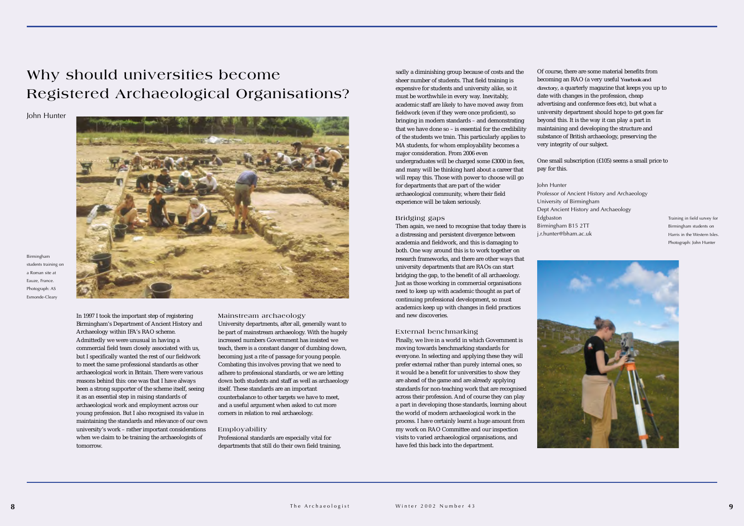# Why should universities become Registered Archaeological Organisations?

John Hunter

Birmingham students training on a Roman site at Eauze, France. Photograph: AS Esmonde-Cleary

In 1997 I took the important step of registering Birmingham's Department of Ancient History and Archaeology within IFA's RAO scheme. Admittedly we were unusual in having a commercial field team closely associated with us, but I specifically wanted the rest of our fieldwork to meet the same professional standards as other archaeological work in Britain. There were various reasons behind this: one was that I have always been a strong supporter of the scheme itself, seeing it as an essential step in raising standards of archaeological work and employment across our young profession. But I also recognised its value in maintaining the standards and relevance of our own university's work – rather important considerations when we claim to be training the archaeologists of tomorrow.

## Mainstream archaeology

University departments, after all, generally want to be part of mainstream archaeology. With the hugely increased numbers Government has insisted we teach, there is a constant danger of dumbing down, becoming just a rite of passage for young people. Combating this involves proving that we need to adhere to professional standards, or we are letting down both students and staff as well as archaeology itself. These standards are an important counterbalance to other targets we have to meet, and a useful argument when asked to cut more corners in relation to real archaeology.

## Employability

Professional standards are especially vital for departments that still do their own field training, sadly a diminishing group because of costs and the sheer number of students. That field training is expensive for students and university alike, so it must be worthwhile in every way. Inevitably, academic staff are likely to have moved away from fieldwork (even if they were once proficient), so bringing in modern standards – and demonstrating that we have done so – is essential for the credibility of the students we train. This particularly applies to MA students, for whom employability becomes a major consideration. From 2006 even undergraduates will be charged some £3000 in fees, and many will be thinking hard about a career that will repay this. Those with power to choose will go for departments that are part of the wider archaeological community, where their field experience will be taken seriously.

## Bridging gaps

Then again, we need to recognise that today there is a distressing and persistent divergence between academia and fieldwork, and this is damaging to both. One way around this is to work together on research frameworks, and there are other ways that university departments that are RAOs can start bridging the gap, to the benefit of all archaeology. Just as those working in commercial organisations need to keep up with academic thought as part of continuing professional development, so must academics keep up with changes in field practices and new discoveries.

## External benchmarking

Finally, we live in a world in which Government is moving towards benchmarking standards for everyone. In selecting and applying these they will prefer external rather than purely internal ones, so it would be a benefit for universities to show they are ahead of the game and are already applying standards for non-teaching work that are recognised across their profession. And of course they can play a part in developing those standards, learning about the world of modern archaeological work in the process. I have certainly learnt a huge amount from my work on RAO Committee and our inspection visits to varied archaeological organisations, and have fed this back into the department.

Of course, there are some material benefits from becoming an RAO (a very useful *Yearbook and directory*, a quarterly magazine that keeps you up to date with changes in the profession, cheap advertising and conference fees etc), but what a university department should hope to get goes far beyond this. It is the way it can play a part in maintaining and developing the structure and substance of British archaeology, preserving the very integrity of our subject.

One small subscription (£105) seems a small price to pay for this.

John Hunter
Professor of Ancient History and Archaeology
University of Birmingham
Dept Ancient History and Archaeology
Edgbaston
Birmingham B15 2TT
j.r.hunter@bham.ac.uk

Training in field survey for Birmingham students on Harris in the Western Isles. Photograph: John Hunter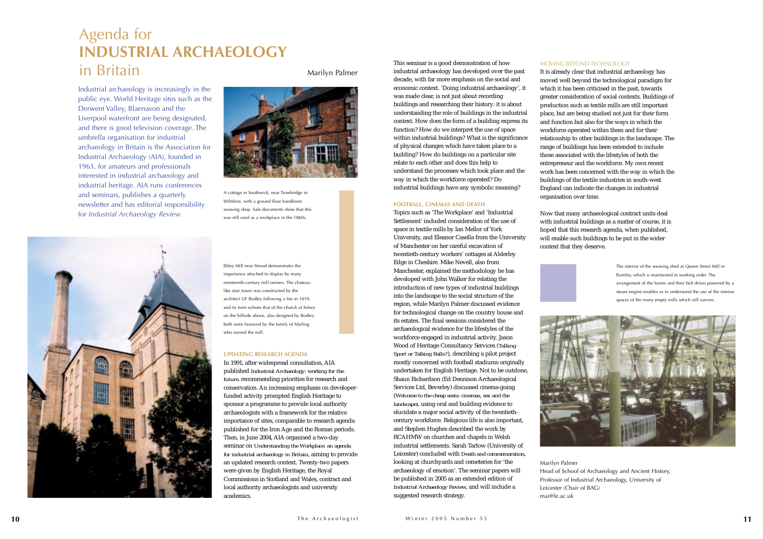# Agenda for INDUSTRIAL ARCHAEOLOGY in Britain

Marilyn Palmer

Industrial archaeology is increasingly in the public eye. World Heritage sites such as the Derwent Valley, Blaenavon and the Liverpool waterfront are being designated, and there is good television coverage. The umbrella organisation for industrial archaeology in Britain is the Association for Industrial Archaeology (AIA), founded in 1963, for amateurs and professionals interested in industrial archaeology and industrial heritage. AIA runs conferences and seminars, publishes a quarterly newsletter and has editorial responsibility for *Industrial Archaeology Review.*

A cottage in Southwick, near Trowbridge in Wiltshire, with a ground floor handloom weaving shop. Sale documents show that this was still used as a workplace in the 1860s.

Ebley Mill near Stroud demonstrates the importance attached to display by many nineteenth-century mill owners. The chateau-like stair tower was constructed by the architect GF Bodley following a fire in 1859, and its form echoes that of the church at Selsey on the hillside above, also designed by Bodley: both were financed by the family of Marling who owned the mill.

### UPDATING RESEARCH AGENDA

In 1991, after widespread consultation, AIA published *Industrial Archaeology: working for the future*, recommending priorities for research and conservation. An increasing emphasis on developer-funded activity prompted English Heritage to sponsor a programme to provide local authority archaeologists with a framework for the relative importance of sites, comparable to research agenda published for the Iron Age and the Roman periods. Then, in June 2004, AIA organised a two-day seminar on *Understanding the Workplace: an agenda for industrial archaeology in Britain*, aiming to provide an updated research context. Twenty-two papers were given by English Heritage, the Royal Commissions in Scotland and Wales, contract and local authority archaeologists and university academics.

This seminar is a good demonstration of how industrial archaeology has developed over the past decade, with far more emphasis on the social and economic context. 'Doing industrial archaeology', it was made clear, is not just about recording buildings and researching their history: it is about understanding the role of buildings in the industrial context. How does the form of a building express its function? How do we interpret the use of space within industrial buildings? What is the significance of physical changes which have taken place to a building? How do buildings on a particular site relate to each other and does this help to understand the processes which took place and the way in which the workforce operated? Do industrial buildings have any symbolic meaning?

### FOOTBALL, CINEMAS AND DEATH

Topics such as 'The Workplace' and 'Industrial Settlement' included consideration of the use of space in textile mills by Ian Mellor of York University, and Eleanor Casella from the University of Manchester on her careful excavation of twentieth-century workers' cottages at Alderley Edge in Cheshire. Mike Nevell, also from Manchester, explained the methodology he has developed with John Walker for relating the introduction of new types of industrial buildings into the landscape to the social structure of the region, while Marilyn Palmer discussed evidence for technological change on the country house and its estates. The final sessions considered the archaeological evidence for the lifestyles of the workforce engaged in industrial activity. Jason Wood of Heritage Consultancy Services (*Talking Sport or Talking Balls?*), describing a pilot project mostly concerned with football stadiums originally undertaken for English Heritage. Not to be outdone, Shaun Richardson (Ed Dennison Archaeological Services Ltd, Beverley) discussed cinema-going (*Welcome to the cheap seats: cinemas, sex and the landscape*), using oral and building evidence to elucidate a major social activity of the twentieth-century workforce. Religious life is also important, and Stephen Hughes described the work by RCAHMW on churches and chapels in Welsh industrial settlements. Sarah Tarlow (University of Leicester) concluded with *Death and commemoration*, looking at churchyards and cemeteries for 'the archaeology of emotion'. The seminar papers will be published in 2005 as an extended edition of *Industrial Archaeology Review*, and will include a suggested research strategy.

### MOVING BEYOND TECHNOLOGY

It is already clear that industrial archaeology has moved well beyond the technological paradigm for which it has been criticised in the past, towards greater consideration of social contexts. Buildings of production such as textile mills are still important place, but are being studied not just for their form and function but also for the ways in which the workforce operated within them and for their relationship to other buildings in the landscape. The range of buildings has been extended to include those associated with the lifestyles of both the entrepreneur and the workforce. My own recent work has been concerned with the way in which the buildings of the textile industries in south-west England can indicate the changes in industrial organisation over time.

Now that many archaeological contract units deal with industrial buildings as a matter of course, it is hoped that this research agenda, when published, will enable such buildings to be put in the wider context that they deserve.

The interior of the weaving shed at Queen Street Mill in Burnley, which is maintained in working order. The arrangement of the looms and their belt drives powered by a steam engine enables us to understand the use of the interior spaces of the many empty mills which still survive.

Marilyn Palmer
Head of School of Archaeology and Ancient History, Professor of Industrial Archaeology, University of Leicester (Chair of BAG)
mai@le.ac.uk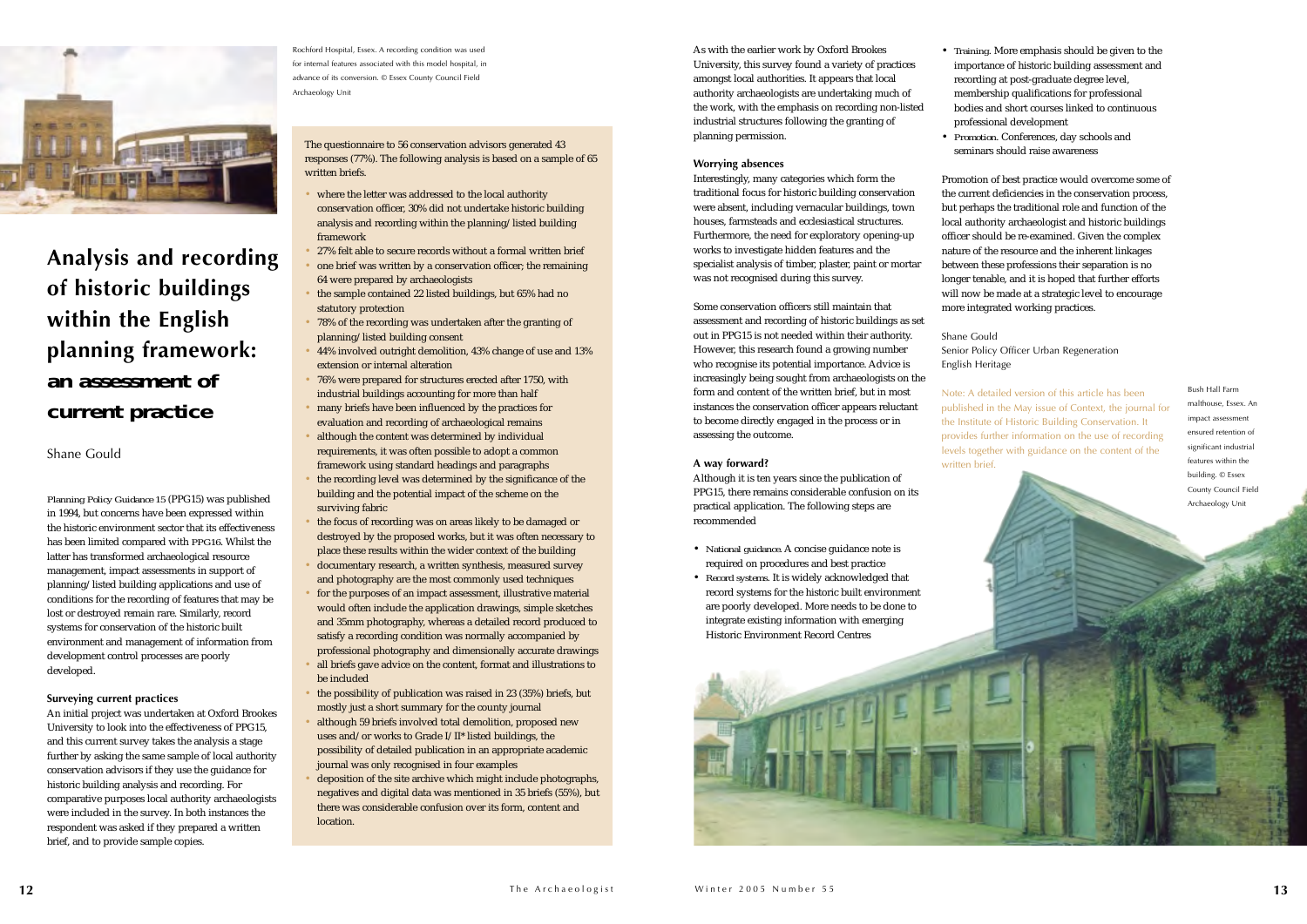# Analysis and recording of historic buildings within the English planning framework: an assessment of current practice

Shane Gould

Rochford Hospital, Essex. A recording condition was used for internal features associated with this model hospital, in advance of its conversion. © Essex County Council Field Archaeology Unit

*Planning Policy Guidance 15* (PPG15) was published in 1994, but concerns have been expressed within the historic environment sector that its effectiveness has been limited compared with PPG16. Whilst the latter has transformed archaeological resource management, impact assessments in support of planning/listed building applications and use of conditions for the recording of features that may be lost or destroyed remain rare. Similarly, record systems for conservation of the historic built environment and management of information from development control processes are poorly developed.

### Surveying current practices

An initial project was undertaken at Oxford Brookes University to look into the effectiveness of PPG15, and this current survey takes the analysis a stage further by asking the same sample of local authority conservation advisors if they use the guidance for historic building analysis and recording. For comparative purposes local authority archaeologists were included in the survey. In both instances the respondent was asked if they prepared a written brief, and to provide sample copies.

The questionnaire to 56 conservation advisors generated 43 responses (77%). The following analysis is based on a sample of 65 written briefs.

- where the letter was addressed to the local authority conservation officer, 30% did not undertake historic building analysis and recording within the planning/listed building framework
- 27% felt able to secure records without a formal written brief
- one brief was written by a conservation officer; the remaining 64 were prepared by archaeologists
- the sample contained 22 listed buildings, but 65% had no statutory protection
- 78% of the recording was undertaken after the granting of planning/listed building consent
- 44% involved outright demolition, 43% change of use and 13% extension or internal alteration
- 76% were prepared for structures erected after 1750, with industrial buildings accounting for more than half
- many briefs have been influenced by the practices for evaluation and recording of archaeological remains
- although the content was determined by individual requirements, it was often possible to adopt a common framework using standard headings and paragraphs
- the recording level was determined by the significance of the building and the potential impact of the scheme on the surviving fabric
- the focus of recording was on areas likely to be damaged or destroyed by the proposed works, but it was often necessary to place these results within the wider context of the building
- documentary research, a written synthesis, measured survey and photography are the most commonly used techniques
- for the purposes of an impact assessment, illustrative material would often include the application drawings, simple sketches and 35mm photography, whereas a detailed record produced to satisfy a recording condition was normally accompanied by professional photography and dimensionally accurate drawings
- all briefs gave advice on the content, format and illustrations to be included
- the possibility of publication was raised in 23 (35%) briefs, but mostly just a short summary for the county journal
- although 59 briefs involved total demolition, proposed new uses and/or works to Grade I/II* listed buildings, the possibility of detailed publication in an appropriate academic journal was only recognised in four examples
- deposition of the site archive which might include photographs, negatives and digital data was mentioned in 35 briefs (55%), but there was considerable confusion over its form, content and location.

As with the earlier work by Oxford Brookes University, this survey found a variety of practices amongst local authorities. It appears that local authority archaeologists are undertaking much of the work, with the emphasis on recording non-listed industrial structures following the granting of planning permission.

### Worrying absences

Interestingly, many categories which form the traditional focus for historic building conservation were absent, including vernacular buildings, town houses, farmsteads and ecclesiastical structures. Furthermore, the need for exploratory opening-up works to investigate hidden features and the specialist analysis of timber, plaster, paint or mortar was not recognised during this survey.

Some conservation officers still maintain that assessment and recording of historic buildings as set out in PPG15 is not needed within their authority. However, this research found a growing number who recognise its potential importance. Advice is increasingly being sought from archaeologists on the form and content of the written brief, but in most instances the conservation officer appears reluctant to become directly engaged in the process or in assessing the outcome.

### A way forward?

Although it is ten years since the publication of PPG15, there remains considerable confusion on its practical application. The following steps are recommended

- *National guidance.* A concise guidance note is required on procedures and best practice
- *Record systems.* It is widely acknowledged that record systems for the historic built environment are poorly developed. More needs to be done to integrate existing information with emerging Historic Environment Record Centres
- *Training.* More emphasis should be given to the importance of historic building assessment and recording at post-graduate degree level, membership qualifications for professional bodies and short courses linked to continuous professional development
- *Promotion.* Conferences, day schools and seminars should raise awareness

Promotion of best practice would overcome some of the current deficiencies in the conservation process, but perhaps the traditional role and function of the local authority archaeologist and historic buildings officer should be re-examined. Given the complex nature of the resource and the inherent linkages between these professions their separation is no longer tenable, and it is hoped that further efforts will now be made at a strategic level to encourage more integrated working practices.

Shane Gould
Senior Policy Officer Urban Regeneration
English Heritage

Note: A detailed version of this article has been published in the May issue of Context, the journal for the Institute of Historic Building Conservation. It provides further information on the use of recording levels together with guidance on the content of the written brief.

Bush Hall Farm malthouse, Essex. An impact assessment ensured retention of significant industrial features within the building. © Essex County Council Field Archaeology Unit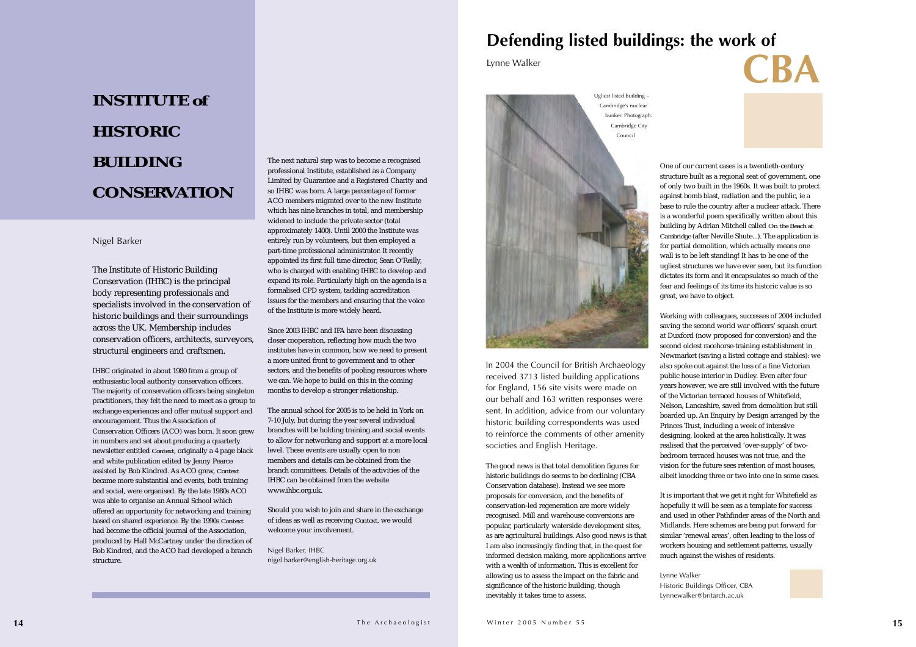# INSTITUTE of HISTORIC BUILDING CONSERVATION

Nigel Barker

The Institute of Historic Building Conservation (IHBC) is the principal body representing professionals and specialists involved in the conservation of historic buildings and their surroundings across the UK. Membership includes conservation officers, architects, surveyors, structural engineers and craftsmen.

IHBC originated in about 1980 from a group of enthusiastic local authority conservation officers. The majority of conservation officers being singleton practitioners, they felt the need to meet as a group to exchange experiences and offer mutual support and encouragement. Thus the Association of Conservation Officers (ACO) was born. It soon grew in numbers and set about producing a quarterly newsletter entitled *Context*, originally a 4 page black and white publication edited by Jenny Pearce assisted by Bob Kindred. As ACO grew, *Context* became more substantial and events, both training and social, were organised. By the late 1980s ACO was able to organise an Annual School which offered an opportunity for networking and training based on shared experience. By the 1990s *Context* had become the official journal of the Association, produced by Hall McCartney under the direction of Bob Kindred, and the ACO had developed a branch structure.

The next natural step was to become a recognised professional Institute, established as a Company Limited by Guarantee and a Registered Charity and so IHBC was born. A large percentage of former ACO members migrated over to the new Institute which has nine branches in total, and membership widened to include the private sector (total approximately 1400). Until 2000 the Institute was entirely run by volunteers, but then employed a part-time professional administrator. It recently appointed its first full time director, Sean O'Reilly, who is charged with enabling IHBC to develop and expand its role. Particularly high on the agenda is a formalised CPD system, tackling accreditation issues for the members and ensuring that the voice of the Institute is more widely heard.

Since 2003 IHBC and IFA have been discussing closer cooperation, reflecting how much the two institutes have in common, how we need to present a more united front to government and to other sectors, and the benefits of pooling resources where we can. We hope to build on this in the coming months to develop a stronger relationship.

The annual school for 2005 is to be held in York on 7-10 July, but during the year several individual branches will be holding training and social events to allow for networking and support at a more local level. These events are usually open to non members and details can be obtained from the branch committees. Details of the activities of the IHBC can be obtained from the website www.ihbc.org.uk.

Should you wish to join and share in the exchange of ideas as well as receiving *Context*, we would welcome your involvement.

Nigel Barker, IHBC
nigel.barker@english-heritage.org.uk

# Defending listed buildings: the work of CBA

Lynne Walker

Ugliest listed building – Cambridge's nuclear bunker. Photograph: Cambridge City Council

In 2004 the Council for British Archaeology received 3713 listed building applications for England, 156 site visits were made on our behalf and 163 written responses were sent. In addition, advice from our voluntary historic building correspondents was used to reinforce the comments of other amenity societies and English Heritage.

The good news is that total demolition figures for historic buildings do seems to be declining (CBA Conservation database). Instead we see more proposals for conversion, and the benefits of conservation-led regeneration are more widely recognised. Mill and warehouse conversions are popular, particularly waterside development sites, as are agricultural buildings. Also good news is that I am also increasingly finding that, in the quest for informed decision making, more applications arrive with a wealth of information. This is excellent for allowing us to assess the impact on the fabric and significance of the historic building, though inevitably it takes time to assess.

One of our current cases is a twentieth-century structure built as a regional seat of government, one of only two built in the 1960s. It was built to protect against bomb blast, radiation and the public, ie a base to rule the country after a nuclear attack. There is a wonderful poem specifically written about this building by Adrian Mitchell called *On the Beach at Cambridge* (after Neville Shute...). The application is for partial demolition, which actually means one wall is to be left standing! It has to be one of the ugliest structures we have ever seen, but its function dictates its form and it encapsulates so much of the fear and feelings of its time its historic value is so great, we have to object.

Working with colleagues, successes of 2004 included saving the second world war officers' squash court at Duxford (now proposed for conversion) and the second oldest racehorse-training establishment in Newmarket (saving a listed cottage and stables): we also spoke out against the loss of a fine Victorian public house interior in Dudley. Even after four years however, we are still involved with the future of the Victorian terraced houses of Whitefield, Nelson, Lancashire, saved from demolition but still boarded up. An Enquiry by Design arranged by the Princes Trust, including a week of intensive designing, looked at the area holistically. It was realised that the perceived 'over-supply' of two-bedroom terraced houses was not true, and the vision for the future sees retention of most houses, albeit knocking three or two into one in some cases.

It is important that we get it right for Whitefield as hopefully it will be seen as a template for success and used in other Pathfinder areas of the North and Midlands. Here schemes are being put forward for similar 'renewal areas', often leading to the loss of workers housing and settlement patterns, usually much against the wishes of residents.

Lynne Walker
Historic Buildings Officer, CBA
Lynnewalker@britarch.ac.uk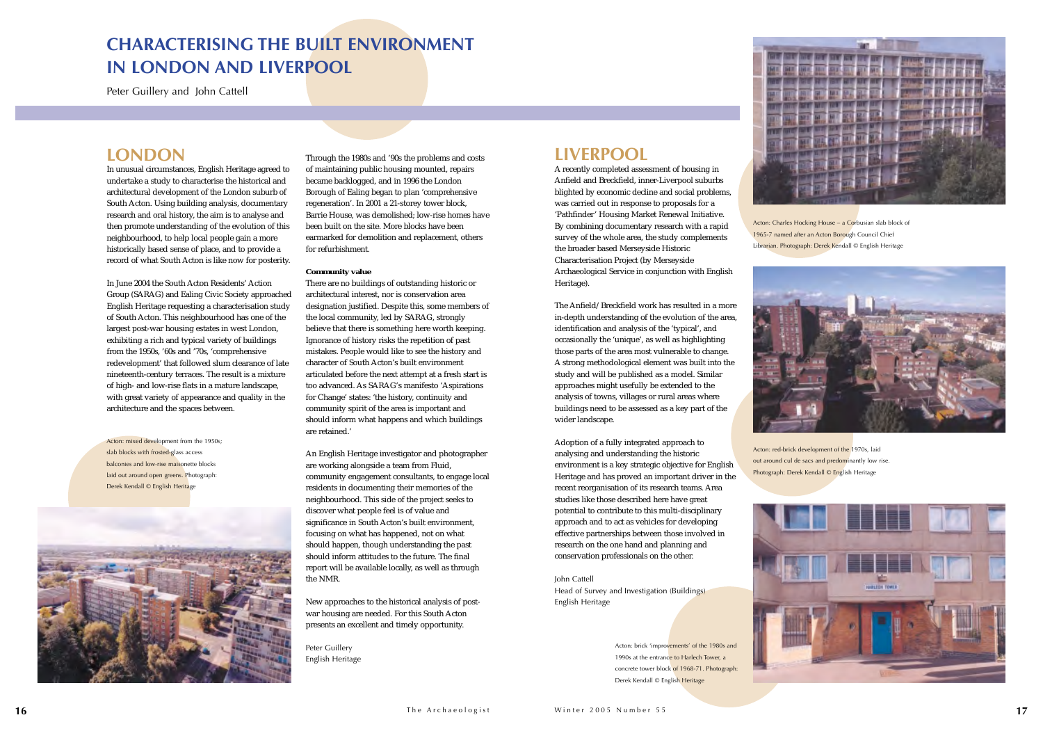# CHARACTERISING THE BUILT ENVIRONMENT IN LONDON AND LIVERPOOL

Peter Guillery and John Cattell

## LONDON

In unusual circumstances, English Heritage agreed to undertake a study to characterise the historical and architectural development of the London suburb of South Acton. Using building analysis, documentary research and oral history, the aim is to analyse and then promote understanding of the evolution of this neighbourhood, to help local people gain a more historically based sense of place, and to provide a record of what South Acton is like now for posterity.

In June 2004 the South Acton Residents' Action Group (SARAG) and Ealing Civic Society approached English Heritage requesting a characterisation study of South Acton. This neighbourhood has one of the largest post-war housing estates in west London, exhibiting a rich and typical variety of buildings from the 1950s, '60s and '70s, 'comprehensive redevelopment' that followed slum clearance of late nineteenth-century terraces. The result is a mixture of high- and low-rise flats in a mature landscape, with great variety of appearance and quality in the architecture and the spaces between.

Acton: mixed development from the 1950s; slab blocks with frosted-glass access balconies and low-rise maisonette blocks laid out around open greens. Photograph: Derek Kendall © English Heritage

Through the 1980s and '90s the problems and costs of maintaining public housing mounted, repairs became backlogged, and in 1996 the London Borough of Ealing began to plan 'comprehensive regeneration'. In 2001 a 21-storey tower block, Barrie House, was demolished; low-rise homes have been built on the site. More blocks have been earmarked for demolition and replacement, others for refurbishment.

**Community value**

There are no buildings of outstanding historic or architectural interest, nor is conservation area designation justified. Despite this, some members of the local community, led by SARAG, strongly believe that there is something here worth keeping. Ignorance of history risks the repetition of past mistakes. People would like to see the history and character of South Acton's built environment articulated before the next attempt at a fresh start is too advanced. As SARAG's manifesto 'Aspirations for Change' states: 'the history, continuity and community spirit of the area is important and should inform what happens and which buildings are retained.'

An English Heritage investigator and photographer are working alongside a team from Fluid, community engagement consultants, to engage local residents in documenting their memories of the neighbourhood. This side of the project seeks to discover what people feel is of value and significance in South Acton's built environment, focusing on what has happened, not on what should happen, though understanding the past should inform attitudes to the future. The final report will be available locally, as well as through the NMR.

New approaches to the historical analysis of post-war housing are needed. For this South Acton presents an excellent and timely opportunity.

Peter Guillery
English Heritage

## LIVERPOOL

A recently completed assessment of housing in Anfield and Breckfield, inner-Liverpool suburbs blighted by economic decline and social problems, was carried out in response to proposals for a 'Pathfinder' Housing Market Renewal Initiative. By combining documentary research with a rapid survey of the whole area, the study complements the broader based Merseyside Historic Characterisation Project (by Merseyside Archaeological Service in conjunction with English Heritage).

The Anfield/Breckfield work has resulted in a more in-depth understanding of the evolution of the area, identification and analysis of the 'typical', and occasionally the 'unique', as well as highlighting those parts of the area most vulnerable to change. A strong methodological element was built into the study and will be published as a model. Similar approaches might usefully be extended to the analysis of towns, villages or rural areas where buildings need to be assessed as a key part of the wider landscape.

Adoption of a fully integrated approach to analysing and understanding the historic environment is a key strategic objective for English Heritage and has proved an important driver in the recent reorganisation of its research teams. Area studies like those described here have great potential to contribute to this multi-disciplinary approach and to act as vehicles for developing effective partnerships between those involved in research on the one hand and planning and conservation professionals on the other.

John Cattell
Head of Survey and Investigation (Buildings)
English Heritage

Acton: Charles Hocking House – a Corbusian slab block of 1965-7 named after an Acton Borough Council Chief Librarian. Photograph: Derek Kendall © English Heritage

Acton: red-brick development of the 1970s, laid out around cul de sacs and predominantly low rise. Photograph: Derek Kendall © English Heritage

Acton: brick 'improvements' of the 1980s and 1990s at the entrance to Harlech Tower, a concrete tower block of 1968-71. Photograph: Derek Kendall © English Heritage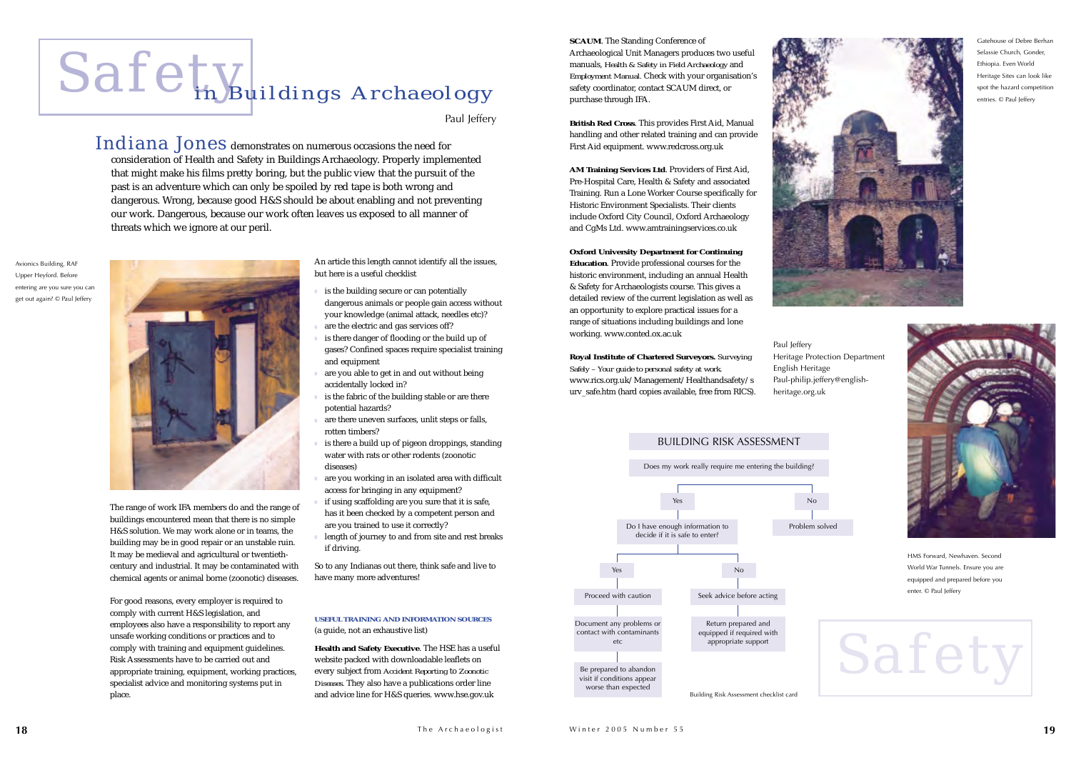# Safety in Buildings Archaeology

Paul Jeffery

**Indiana Jones** demonstrates on numerous occasions the need for consideration of Health and Safety in Buildings Archaeology. Properly implemented that might make his films pretty boring, but the public view that the pursuit of the past is an adventure which can only be spoiled by red tape is both wrong and dangerous. Wrong, because good H&S should be about enabling and not preventing our work. Dangerous, because our work often leaves us exposed to all manner of threats which we ignore at our peril.

Avionics Building, RAF Upper Heyford. Before entering are you sure you can get out again? © Paul Jeffery

The range of work IFA members do and the range of buildings encountered mean that there is no simple H&S solution. We may work alone or in teams, the building may be in good repair or an unstable ruin. It may be medieval and agricultural or twentieth-century and industrial. It may be contaminated with chemical agents or animal borne (zoonotic) diseases.

For good reasons, every employer is required to comply with current H&S legislation, and employees also have a responsibility to report any unsafe working conditions or practices and to comply with training and equipment guidelines. Risk Assessments have to be carried out and appropriate training, equipment, working practices, specialist advice and monitoring systems put in place.

An article this length cannot identify all the issues, but here is a useful checklist

- is the building secure or can potentially dangerous animals or people gain access without your knowledge (animal attack, needles etc)?
- are the electric and gas services off?
- is there danger of flooding or the build up of gases? Confined spaces require specialist training and equipment
- are you able to get in and out without being accidentally locked in?
- is the fabric of the building stable or are there potential hazards?
- are there uneven surfaces, unlit steps or falls, rotten timbers?
- is there a build up of pigeon droppings, standing water with rats or other rodents (zoonotic diseases)
- are you working in an isolated area with difficult access for bringing in any equipment?
- if using scaffolding are you sure that it is safe, has it been checked by a competent person and are you trained to use it correctly?
- length of journey to and from site and rest breaks if driving.

So to any Indianas out there, think safe and live to have many more adventures!

**USEFUL TRAINING AND INFORMATION SOURCES**
(a guide, not an exhaustive list)

**Health and Safety Executive**. The HSE has a useful website packed with downloadable leaflets on every subject from *Accident Reporting* to *Zoonotic Diseases*. They also have a publications order line and advice line for H&S queries. www.hse.gov.uk

**SCAUM**. The Standing Conference of Archaeological Unit Managers produces two useful manuals, *Health & Safety in Field Archaeology* and *Employment Manual*. Check with your organisation's safety coordinator, contact SCAUM direct, or purchase through IFA.

**British Red Cross**. This provides First Aid, Manual handling and other related training and can provide First Aid equipment. www.redcross.org.uk

**AM Training Services Ltd**. Providers of First Aid, Pre-Hospital Care, Health & Safety and associated Training. Run a Lone Worker Course specifically for Historic Environment Specialists. Their clients include Oxford City Council, Oxford Archaeology and CgMs Ltd. www.amtrainingservices.co.uk

**Oxford University Department for Continuing Education**. Provide professional courses for the historic environment, including an annual Health & Safety for Archaeologists course. This gives a detailed review of the current legislation as well as an opportunity to explore practical issues for a range of situations including buildings and lone working. www.conted.ox.ac.uk

**Royal Institute of Chartered Surveyors.** *Surveying Safely – Your guide to personal safety at work.* www.rics.org.uk/Management/Healthandsafety/surv_safe.htm (hard copies available, free from RICS).

Paul Jeffery
Heritage Protection Department
English Heritage
Paul-philip.jeffery@english-heritage.org.uk

Gatehouse of Debre Berhan Selassie Church, Gonder, Ethiopia. Even World Heritage Sites can look like spot the hazard competition entries. © Paul Jeffery

HMS Forward, Newhaven. Second World War Tunnels. Ensure you are equipped and prepared before you enter. © Paul Jeffery

**BUILDING RISK ASSESSMENT**

Does my work really require me entering the building?

- **No** → Problem solved
- **Yes** → Do I have enough information to decide if it is safe to enter?
  - **Yes** → Proceed with caution → Document any problems or contact with contaminants etc → Be prepared to abandon visit if conditions appear worse than expected
  - **No** → Seek advice before acting → Return prepared and equipped if required with appropriate support

Building Risk Assessment checklist card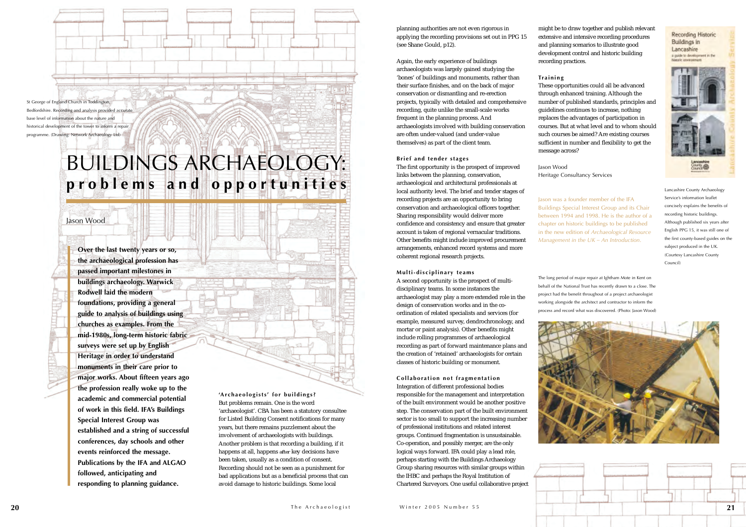St George of England Church in Toddington, Bedfordshire. Recording and analysis provided accurate base level of information about the nature and historical development of the tower to inform a repair programme. (Drawing: Network Archaeology Ltd)

# BUILDINGS ARCHAEOLOGY: problems and opportunities

Jason Wood

**Over the last twenty years or so, the archaeological profession has passed important milestones in buildings archaeology. Warwick Rodwell laid the modern foundations, providing a general guide to analysis of buildings using churches as examples. From the mid-1980s, long-term historic fabric surveys were set up by English Heritage in order to understand monuments in their care prior to major works. About fifteen years ago the profession really woke up to the academic and commercial potential of work in this field. IFA's Buildings Special Interest Group was established and a string of successful conferences, day schools and other events reinforced the message. Publications by the IFA and ALGAO followed, anticipating and responding to planning guidance.**

### 'Archaeologists' for buildings?

But problems remain. One is the word 'archaeologist'. CBA has been a statutory consultee for Listed Building Consent notifications for many years, but there remains puzzlement about the involvement of archaeologists with buildings. Another problem is that recording a building, if it happens at all, happens *after* key decisions have been taken, usually as a condition of consent. Recording should not be seen as a punishment for bad applications but as a beneficial process that can avoid damage to historic buildings. Some local planning authorities are not even rigorous in applying the recording provisions set out in PPG 15 (see Shane Gould, p12).

Again, the early experience of buildings archaeologists was largely gained studying the 'bones' of buildings and monuments, rather than their surface finishes, and on the back of major conservation or dismantling and re-erection projects, typically with detailed and comprehensive recording, quite unlike the small-scale works frequent in the planning process. And archaeologists involved with building conservation are often under-valued (and under-value themselves) as part of the client team.

### Brief and tender stages

The first opportunity is the prospect of improved links between the planning, conservation, archaeological and architectural professionals at local authority level. The brief and tender stages of recording projects are an opportunity to bring conservation and archaeological officers together. Sharing responsibility would deliver more confidence and consistency and ensure that greater account is taken of regional vernacular traditions. Other benefits might include improved procurement arrangements, enhanced record systems and more coherent regional research projects.

### Multi-disciplinary teams

A second opportunity is the prospect of multi-disciplinary teams. In some instances the archaeologist may play a more extended role in the design of conservation works and in the co-ordination of related specialists and services (for example, measured survey, dendrochronology, and mortar or paint analysis). Other benefits might include rolling programmes of archaeological recording as part of forward maintenance plans and the creation of 'retained' archaeologists for certain classes of historic building or monument.

### Collaboration not fragmentation

Integration of different professional bodies responsible for the management and interpretation of the built environment would be another positive step. The conservation part of the built environment sector is too small to support the increasing number of professional institutions and related interest groups. Continued fragmentation is unsustainable. Co-operation, and possibly merger, are the only logical ways forward. IFA could play a lead role, perhaps starting with the Buildings Archaeology Group sharing resources with similar groups within the IHBC and perhaps the Royal Institution of Chartered Surveyors. One useful collaborative project might be to draw together and publish relevant extensive and intensive recording procedures and planning scenarios to illustrate good development control and historic building recording practices.

### Training

These opportunities could all be advanced through enhanced training. Although the number of published standards, principles and guidelines continues to increase, nothing replaces the advantages of participation in courses. But at what level and to whom should such courses be aimed? Are existing courses sufficient in number and flexibility to get the message across?

Jason Wood
Heritage Consultancy Services

*Jason was a founder member of the IFA Buildings Special Interest Group and its Chair between 1994 and 1998. He is the author of a chapter on historic buildings to be published in the new edition of* Archaeological Resource Management in the UK – An Introduction.

Lancashire County Archaeology Service's information leaflet concisely explains the benefits of recording historic buildings. Although published six years after English PPG 15, it was still one of the first county-based guides on the subject produced in the UK. (Courtesy Lancashire County Council)

The long period of major repair at Ightham Mote in Kent on behalf of the National Trust has recently drawn to a close. The project had the benefit throughout of a project archaeologist working alongside the architect and contractor to inform the process and record what was discovered. (Photo: Jason Wood)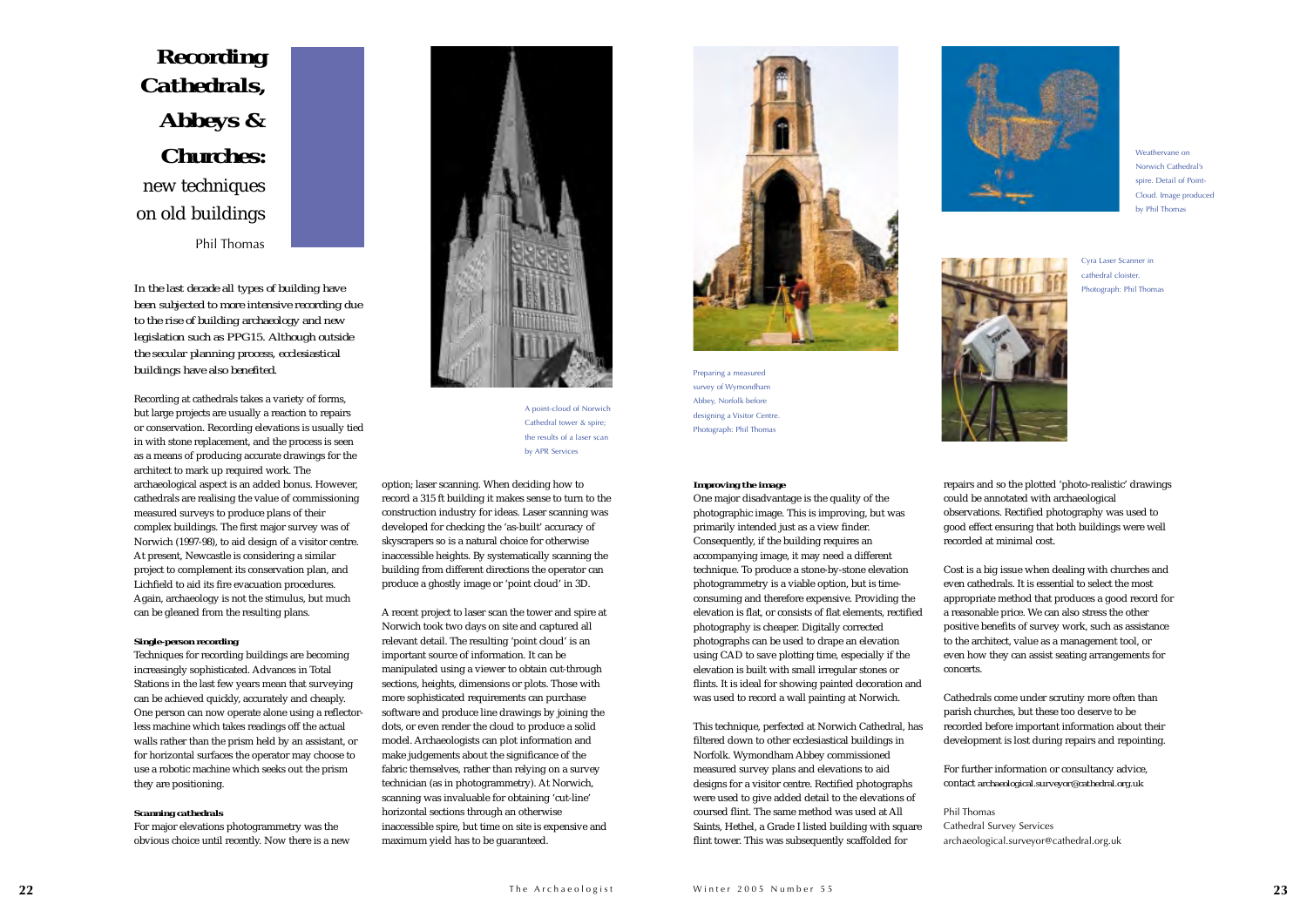# Recording Cathedrals, Abbeys & Churches: new techniques on old buildings

Phil Thomas

*In the last decade all types of building have been subjected to more intensive recording due to the rise of building archaeology and new legislation such as PPG15. Although outside the secular planning process, ecclesiastical buildings have also benefited.*

Recording at cathedrals takes a variety of forms, but large projects are usually a reaction to repairs or conservation. Recording elevations is usually tied in with stone replacement, and the process is seen as a means of producing accurate drawings for the architect to mark up required work. The archaeological aspect is an added bonus. However, cathedrals are realising the value of commissioning measured surveys to produce plans of their complex buildings. The first major survey was of Norwich (1997-98), to aid design of a visitor centre. At present, Newcastle is considering a similar project to complement its conservation plan, and Lichfield to aid its fire evacuation procedures. Again, archaeology is not the stimulus, but much can be gleaned from the resulting plans.

### Single-person recording

Techniques for recording buildings are becoming increasingly sophisticated. Advances in Total Stations in the last few years mean that surveying can be achieved quickly, accurately and cheaply. One person can now operate alone using a reflector-less machine which takes readings off the actual walls rather than the prism held by an assistant, or for horizontal surfaces the operator may choose to use a robotic machine which seeks out the prism they are positioning.

### Scanning cathedrals

For major elevations photogrammetry was the obvious choice until recently. Now there is a new option; laser scanning. When deciding how to record a 315 ft building it makes sense to turn to the construction industry for ideas. Laser scanning was developed for checking the 'as-built' accuracy of skyscrapers so is a natural choice for otherwise inaccessible heights. By systematically scanning the building from different directions the operator can produce a ghostly image or 'point cloud' in 3D.

A recent project to laser scan the tower and spire at Norwich took two days on site and captured all relevant detail. The resulting 'point cloud' is an important source of information. It can be manipulated using a viewer to obtain cut-through sections, heights, dimensions or plots. Those with more sophisticated requirements can purchase software and produce line drawings by joining the dots, or even render the cloud to produce a solid model. Archaeologists can plot information and make judgements about the significance of the fabric themselves, rather than relying on a survey technician (as in photogrammetry). At Norwich, scanning was invaluable for obtaining 'cut-line' horizontal sections through an otherwise inaccessible spire, but time on site is expensive and maximum yield has to be guaranteed.

A point-cloud of Norwich Cathedral tower & spire; the results of a laser scan by APR Services

Preparing a measured survey of Wymondham Abbey, Norfolk before designing a Visitor Centre. Photograph: Phil Thomas

### Improving the image

One major disadvantage is the quality of the photographic image. This is improving, but was primarily intended just as a view finder. Consequently, if the building requires an accompanying image, it may need a different technique. To produce a stone-by-stone elevation photogrammetry is a viable option, but is time-consuming and therefore expensive. Providing the elevation is flat, or consists of flat elements, rectified photography is cheaper. Digitally corrected photographs can be used to drape an elevation using CAD to save plotting time, especially if the elevation is built with small irregular stones or flints. It is ideal for showing painted decoration and was used to record a wall painting at Norwich.

This technique, perfected at Norwich Cathedral, has filtered down to other ecclesiastical buildings in Norfolk. Wymondham Abbey commissioned measured survey plans and elevations to aid designs for a visitor centre. Rectified photographs were used to give added detail to the elevations of coursed flint. The same method was used at All Saints, Hethel, a Grade I listed building with square flint tower. This was subsequently scaffolded for repairs and so the plotted 'photo-realistic' drawings could be annotated with archaeological observations. Rectified photography was used to good effect ensuring that both buildings were well recorded at minimal cost.

Weathervane on Norwich Cathedral's spire. Detail of Point-Cloud. Image produced by Phil Thomas

Cyra Laser Scanner in cathedral cloister. Photograph: Phil Thomas

Cost is a big issue when dealing with churches and even cathedrals. It is essential to select the most appropriate method that produces a good record for a reasonable price. We can also stress the other positive benefits of survey work, such as assistance to the architect, value as a management tool, or even how they can assist seating arrangements for concerts.

Cathedrals come under scrutiny more often than parish churches, but these too deserve to be recorded before important information about their development is lost during repairs and repointing.

For further information or consultancy advice, contact archaeological.surveyor@cathedral.org.uk

Phil Thomas
Cathedral Survey Services
archaeological.surveyor@cathedral.org.uk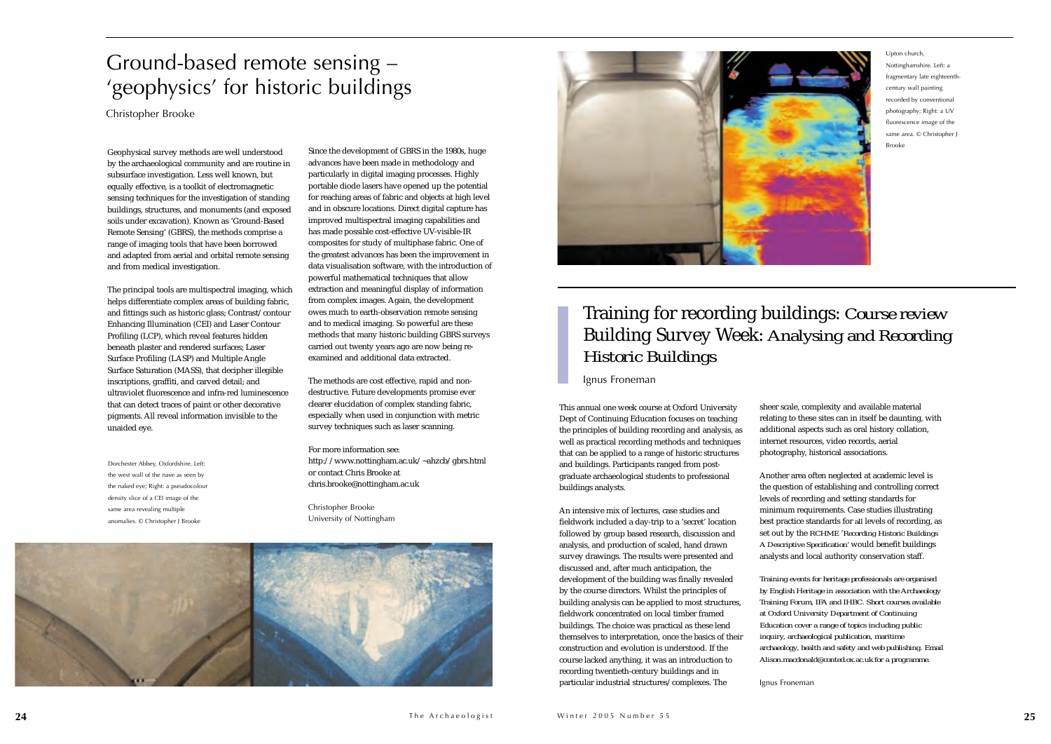# Ground-based remote sensing – 'geophysics' for historic buildings

Christopher Brooke

Geophysical survey methods are well understood by the archaeological community and are routine in subsurface investigation. Less well known, but equally effective, is a toolkit of electromagnetic sensing techniques for the investigation of standing buildings, structures, and monuments (and exposed soils under excavation). Known as 'Ground-Based Remote Sensing' (GBRS), the methods comprise a range of imaging tools that have been borrowed and adapted from aerial and orbital remote sensing and from medical investigation.

The principal tools are multispectral imaging, which helps differentiate complex areas of building fabric, and fittings such as historic glass; Contrast/contour Enhancing Illumination (CEI) and Laser Contour Profiling (LCP), which reveal features hidden beneath plaster and rendered surfaces; Laser Surface Profiling (LASP) and Multiple Angle Surface Saturation (MASS), that decipher illegible inscriptions, graffiti, and carved detail; and ultraviolet fluorescence and infra-red luminescence that can detect traces of paint or other decorative pigments. All reveal information invisible to the unaided eye.

Dorchester Abbey, Oxfordshire. Left: the west wall of the nave as seen by the naked eye; Right: a pseudocolour density slice of a CEI image of the same area revealing multiple anomalies. © Christopher J Brooke

Since the development of GBRS in the 1980s, huge advances have been made in methodology and particularly in digital imaging processes. Highly portable diode lasers have opened up the potential for reaching areas of fabric and objects at high level and in obscure locations. Direct digital capture has improved multispectral imaging capabilities and has made possible cost-effective UV-visible-IR composites for study of multiphase fabric. One of the greatest advances has been the improvement in data visualisation software, with the introduction of powerful mathematical techniques that allow extraction and meaningful display of information from complex images. Again, the development owes much to earth-observation remote sensing and to medical imaging. So powerful are these methods that many historic building GBRS surveys carried out twenty years ago are now being re-examined and additional data extracted.

The methods are cost effective, rapid and non-destructive. Future developments promise ever clearer elucidation of complex standing fabric, especially when used in conjunction with metric survey techniques such as laser scanning.

For more information see:
http://www.nottingham.ac.uk/~ahzcb/gbrs.html
or contact Chris Brooke at
chris.brooke@nottingham.ac.uk

Christopher Brooke
University of Nottingham

Upton church, Nottinghamshire. Left: a fragmentary late eighteenth-century wall painting recorded by conventional photography; Right: a UV fluorescence image of the same area. © Christopher J Brooke

# Training for recording buildings: *Course review* Building Survey Week: *Analysing and Recording Historic Buildings*

Ignus Froneman

This annual one week course at Oxford University Dept of Continuing Education focuses on teaching the principles of building recording and analysis, as well as practical recording methods and techniques that can be applied to a range of historic structures and buildings. Participants ranged from post-graduate archaeological students to professional buildings analysts.

An intensive mix of lectures, case studies and fieldwork included a day-trip to a 'secret' location followed by group based research, discussion and analysis, and production of scaled, hand drawn survey drawings. The results were presented and discussed and, after much anticipation, the development of the building was finally revealed by the course directors. Whilst the principles of building analysis can be applied to most structures, fieldwork concentrated on local timber framed buildings. The choice was practical as these lend themselves to interpretation, once the basics of their construction and evolution is understood. If the course lacked anything, it was an introduction to recording twentieth-century buildings and in particular industrial structures/complexes. The sheer scale, complexity and available material relating to these sites can in itself be daunting, with additional aspects such as oral history collation, internet resources, video records, aerial photography, historical associations.

Another area often neglected at academic level is the question of establishing and controlling correct levels of recording and setting standards for minimum requirements. Case studies illustrating best practice standards for all levels of recording, as set out by the RCHME '*Recording Historic Buildings A Descriptive Specification*' would benefit buildings analysts and local authority conservation staff.

*Training events for heritage professionals are organised by English Heritage in association with the Archaeology Training Forum, IFA and IHBC. Short courses available at Oxford University Department of Continuing Education cover a range of topics including public inquiry, archaeological publication, maritime archaeology, health and safety and web publishing. Email Alison.macdonald@conted.ox.ac.uk for a programme.*

Ignus Froneman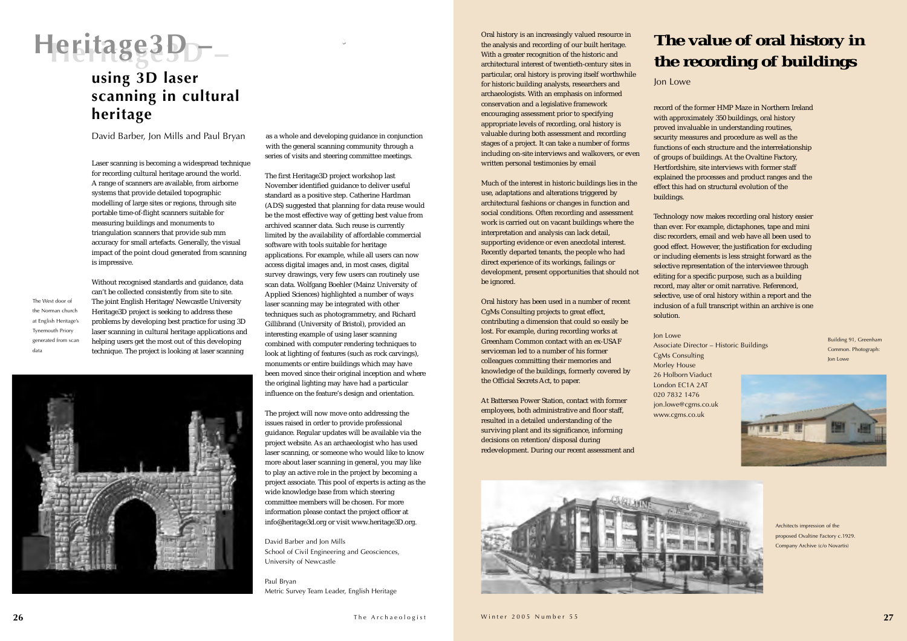# Heritage3D – using 3D laser scanning in cultural heritage

David Barber, Jon Mills and Paul Bryan

Laser scanning is becoming a widespread technique for recording cultural heritage around the world. A range of scanners are available, from airborne systems that provide detailed topographic modelling of large sites or regions, through site portable time-of-flight scanners suitable for measuring buildings and monuments to triangulation scanners that provide sub mm accuracy for small artefacts. Generally, the visual impact of the point cloud generated from scanning is impressive.

Without recognised standards and guidance, data can't be collected consistently from site to site. The joint English Heritage/Newcastle University Heritage3D project is seeking to address these problems by developing best practice for using 3D laser scanning in cultural heritage applications and helping users get the most out of this developing technique. The project is looking at laser scanning as a whole and developing guidance in conjunction with the general scanning community through a series of visits and steering committee meetings.

The West door of the Norman church at English Heritage's Tynemouth Priory generated from scan data

The first Heritage3D project workshop last November identified guidance to deliver useful standard as a positive step. Catherine Hardman (ADS) suggested that planning for data reuse would be the most effective way of getting best value from archived scanner data. Such reuse is currently limited by the availability of affordable commercial software with tools suitable for heritage applications. For example, while all users can now access digital images and, in most cases, digital survey drawings, very few users can routinely use scan data. Wolfgang Boehler (Mainz University of Applied Sciences) highlighted a number of ways laser scanning may be integrated with other techniques such as photogrammetry, and Richard Gillibrand (University of Bristol), provided an interesting example of using laser scanning combined with computer rendering techniques to look at lighting of features (such as rock carvings), monuments or entire buildings which may have been moved since their original inception and where the original lighting may have had a particular influence on the feature's design and orientation.

The project will now move onto addressing the issues raised in order to provide professional guidance. Regular updates will be available via the project website. As an archaeologist who has used laser scanning, or someone who would like to know more about laser scanning in general, you may like to play an active role in the project by becoming a project associate. This pool of experts is acting as the wide knowledge base from which steering committee members will be chosen. For more information please contact the project officer at info@heritage3d.org or visit www.heritage3D.org.

David Barber and Jon Mills
School of Civil Engineering and Geosciences, University of Newcastle

Paul Bryan
Metric Survey Team Leader, English Heritage

# The value of oral history in the recording of buildings

Jon Lowe

Oral history is an increasingly valued resource in the analysis and recording of our built heritage. With a greater recognition of the historic and architectural interest of twentieth-century sites in particular, oral history is proving itself worthwhile for historic building analysts, researchers and archaeologists. With an emphasis on informed conservation and a legislative framework encouraging assessment prior to specifying appropriate levels of recording, oral history is valuable during both assessment and recording stages of a project. It can take a number of forms including on-site interviews and walkovers, or even written personal testimonies by email

Much of the interest in historic buildings lies in the use, adaptations and alterations triggered by architectural fashions or changes in function and social conditions. Often recording and assessment work is carried out on vacant buildings where the interpretation and analysis can lack detail, supporting evidence or even anecdotal interest. Recently departed tenants, the people who had direct experience of its workings, failings or development, present opportunities that should not be ignored.

Oral history has been used in a number of recent CgMs Consulting projects to great effect, contributing a dimension that could so easily be lost. For example, during recording works at Greenham Common contact with an ex-USAF serviceman led to a number of his former colleagues committing their memories and knowledge of the buildings, formerly covered by the Official Secrets Act, to paper.

At Battersea Power Station, contact with former employees, both administrative and floor staff, resulted in a detailed understanding of the surviving plant and its significance, informing decisions on retention/disposal during redevelopment. During our recent assessment and record of the former HMP Maze in Northern Ireland with approximately 350 buildings, oral history proved invaluable in understanding routines, security measures and procedure as well as the functions of each structure and the interrelationship of groups of buildings. At the Ovaltine Factory, Hertfordshire, site interviews with former staff explained the processes and product ranges and the effect this had on structural evolution of the buildings.

Technology now makes recording oral history easier than ever. For example, dictaphones, tape and mini disc recorders, email and web have all been used to good effect. However, the justification for excluding or including elements is less straight forward as the selective representation of the interviewee through editing for a specific purpose, such as a building record, may alter or omit narrative. Referenced, selective, use of oral history within a report and the inclusion of a full transcript within an archive is one solution.

Jon Lowe
Associate Director – Historic Buildings
CgMs Consulting
Morley House
26 Holborn Viaduct
London EC1A 2AT
020 7832 1476
jon.lowe@cgms.co.uk
www.cgms.co.uk

Building 91, Greenham Common. Photograph: Jon Lowe

Architects impression of the proposed Ovaltine Factory c.1929. Company Archive (c/o Novartis)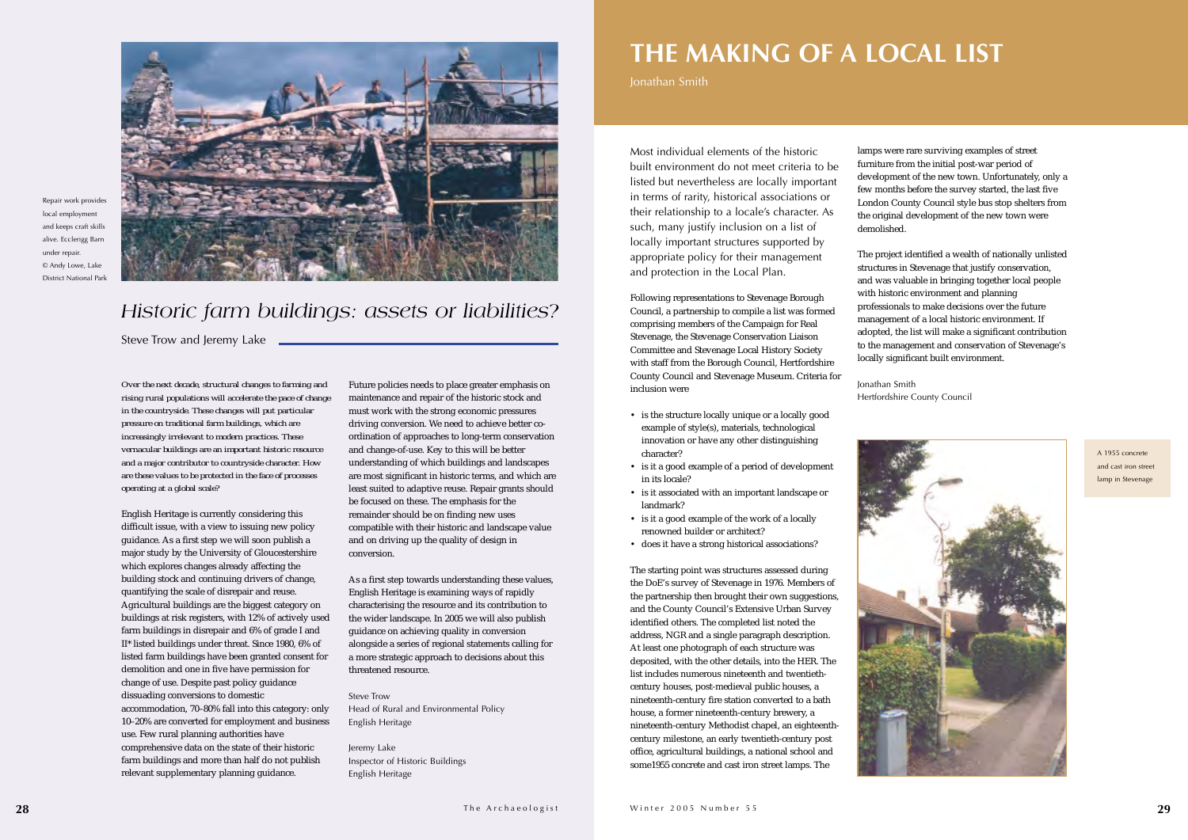Repair work provides local employment and keeps craft skills alive. Ecclerigg Barn under repair. © Andy Lowe, Lake District National Park

## *Historic farm buildings: assets or liabilities?*

Steve Trow and Jeremy Lake

*Over the next decade, structural changes to farming and rising rural populations will accelerate the pace of change in the countryside. These changes will put particular pressure on traditional farm buildings, which are increasingly irrelevant to modern practices. These vernacular buildings are an important historic resource and a major contributor to countryside character. How are these values to be protected in the face of processes operating at a global scale?*

English Heritage is currently considering this difficult issue, with a view to issuing new policy guidance. As a first step we will soon publish a major study by the University of Gloucestershire which explores changes already affecting the building stock and continuing drivers of change, quantifying the scale of disrepair and reuse. Agricultural buildings are the biggest category on buildings at risk registers, with 12% of actively used farm buildings in disrepair and 6% of grade I and II* listed buildings under threat. Since 1980, 6% of listed farm buildings have been granted consent for demolition and one in five have permission for change of use. Despite past policy guidance dissuading conversions to domestic accommodation, 70–80% fall into this category: only 10–20% are converted for employment and business use. Few rural planning authorities have comprehensive data on the state of their historic farm buildings and more than half do not publish relevant supplementary planning guidance.

Future policies needs to place greater emphasis on maintenance and repair of the historic stock and must work with the strong economic pressures driving conversion. We need to achieve better co-ordination of approaches to long-term conservation and change-of-use. Key to this will be better understanding of which buildings and landscapes are most significant in historic terms, and which are least suited to adaptive reuse. Repair grants should be focused on these. The emphasis for the remainder should be on finding new uses compatible with their historic and landscape value and on driving up the quality of design in conversion.

As a first step towards understanding these values, English Heritage is examining ways of rapidly characterising the resource and its contribution to the wider landscape. In 2005 we will also publish guidance on achieving quality in conversion alongside a series of regional statements calling for a more strategic approach to decisions about this threatened resource.

Steve Trow
Head of Rural and Environmental Policy
English Heritage

Jeremy Lake
Inspector of Historic Buildings
English Heritage

# THE MAKING OF A LOCAL LIST

Jonathan Smith

Most individual elements of the historic built environment do not meet criteria to be listed but nevertheless are locally important in terms of rarity, historical associations or their relationship to a locale's character. As such, many justify inclusion on a list of locally important structures supported by appropriate policy for their management and protection in the Local Plan.

Following representations to Stevenage Borough Council, a partnership to compile a list was formed comprising members of the Campaign for Real Stevenage, the Stevenage Conservation Liaison Committee and Stevenage Local History Society with staff from the Borough Council, Hertfordshire County Council and Stevenage Museum. Criteria for inclusion were

- is the structure locally unique or a locally good example of style(s), materials, technological innovation or have any other distinguishing character?
- is it a good example of a period of development in its locale?
- is it associated with an important landscape or landmark?
- is it a good example of the work of a locally renowned builder or architect?
- does it have a strong historical associations?

The starting point was structures assessed during the DoE's survey of Stevenage in 1976. Members of the partnership then brought their own suggestions, and the County Council's Extensive Urban Survey identified others. The completed list noted the address, NGR and a single paragraph description. At least one photograph of each structure was deposited, with the other details, into the HER. The list includes numerous nineteenth and twentieth-century houses, post-medieval public houses, a nineteenth-century fire station converted to a bath house, a former nineteenth-century brewery, a nineteenth-century Methodist chapel, an eighteenth-century milestone, an early twentieth-century post office, agricultural buildings, a national school and some1955 concrete and cast iron street lamps. The lamps were rare surviving examples of street furniture from the initial post-war period of development of the new town. Unfortunately, only a few months before the survey started, the last five London County Council style bus stop shelters from the original development of the new town were demolished.

The project identified a wealth of nationally unlisted structures in Stevenage that justify conservation, and was valuable in bringing together local people with historic environment and planning professionals to make decisions over the future management of a local historic environment. If adopted, the list will make a significant contribution to the management and conservation of Stevenage's locally significant built environment.

Jonathan Smith
Hertfordshire County Council

A 1955 concrete and cast iron street lamp in Stevenage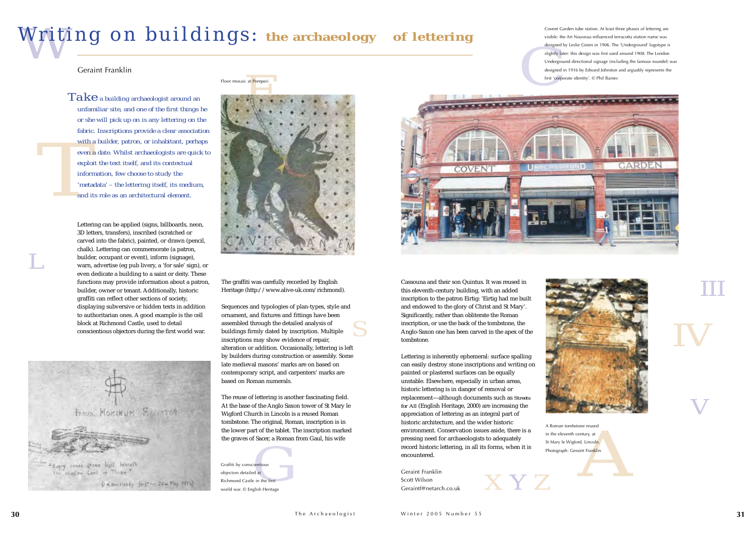# Writing on buildings: the archaeology of lettering

Geraint Franklin

Take a building archaeologist around an unfamiliar site, and one of the first things he or she will pick up on is any lettering on the fabric. Inscriptions provide a clear association with a builder, patron, or inhabitant, perhaps even a date. Whilst archaeologists are quick to exploit the text itself, and its contextual information, few choose to study the 'metadata' – the lettering itself, its medium, and its role as an architectural element.

Lettering can be applied (signs, billboards, neon, 3D letters, transfers), inscribed (scratched or carved into the fabric), painted, or drawn (pencil, chalk). Lettering can commemorate (a patron, builder, occupant or event), inform (signage), warn, advertise (eg pub livery, a 'for sale' sign), or even dedicate a building to a saint or deity. These functions may provide information about a patron, builder, owner or tenant. Additionally, historic graffiti can reflect other sections of society, displaying subversive or hidden texts in addition to authoritarian ones. A good example is the cell block at Richmond Castle, used to detail conscientious objectors during the first world war.

Floor mosaic at Pompeii

The graffiti was carefully recorded by English Heritage (http://www.alive-uk.com/richmond).

Sequences and typologies of plan-types, style and ornament, and fixtures and fittings have been assembled through the detailed analysis of buildings firmly dated by inscription. Multiple inscriptions may show evidence of repair, alteration or addition. Occasionally, lettering is left by builders during construction or assembly. Some late medieval masons' marks are on based on contemporary script, and carpenters' marks are based on Roman numerals.

The reuse of lettering is another fascinating field. At the base of the Anglo Saxon tower of St Mary le Wigford Church in Lincoln is a reused Roman tombstone. The original, Roman, inscription is in the lower part of the tablet. The inscription marked the graves of Sacer, a Roman from Gaul, his wife Cassouna and their son Quintus. It was reused in this eleventh-century building, with an added inscription to the patron Eirtig: 'Eirtig had me built and endowed to the glory of Christ and St Mary'. Significantly, rather than obliterate the Roman inscription, or use the back of the tombstone, the Anglo-Saxon one has been carved in the apex of the tombstone.

Graffiti by conscientious objectors detailed at Richmond Castle in the first world war. © English Heritage

Covent Garden tube station. At least three phases of lettering are visible: the Art Nouveau-influenced terracotta station name was designed by Leslie Green in 1906. The 'Underground' logotype is slightly later: this design was first used around 1908. The London Underground directional signage (including the famous roundel) was designed in 1916 by Edward Johnston and arguably represents the first 'corporate identity'. © Phil Baines

Lettering is inherently ephemeral: surface spalling can easily destroy stone inscriptions and writing on painted or plastered surfaces can be equally unstable. Elsewhere, especially in urban areas, historic lettering is in danger of removal or replacement—although documents such as *Streets for All* (English Heritage, 2000) are increasing the appreciation of lettering as an integral part of historic architecture, and the wider historic environment. Conservation issues aside, there is a pressing need for archaeologists to adequately record historic lettering, in all its forms, when it is encountered.

Geraint Franklin
Scott Wilson
Geraintf@netarch.co.uk

A Roman tombstone reused in the eleventh century, at St Mary le Wigford, Lincoln. Photograph: Geraint Franklin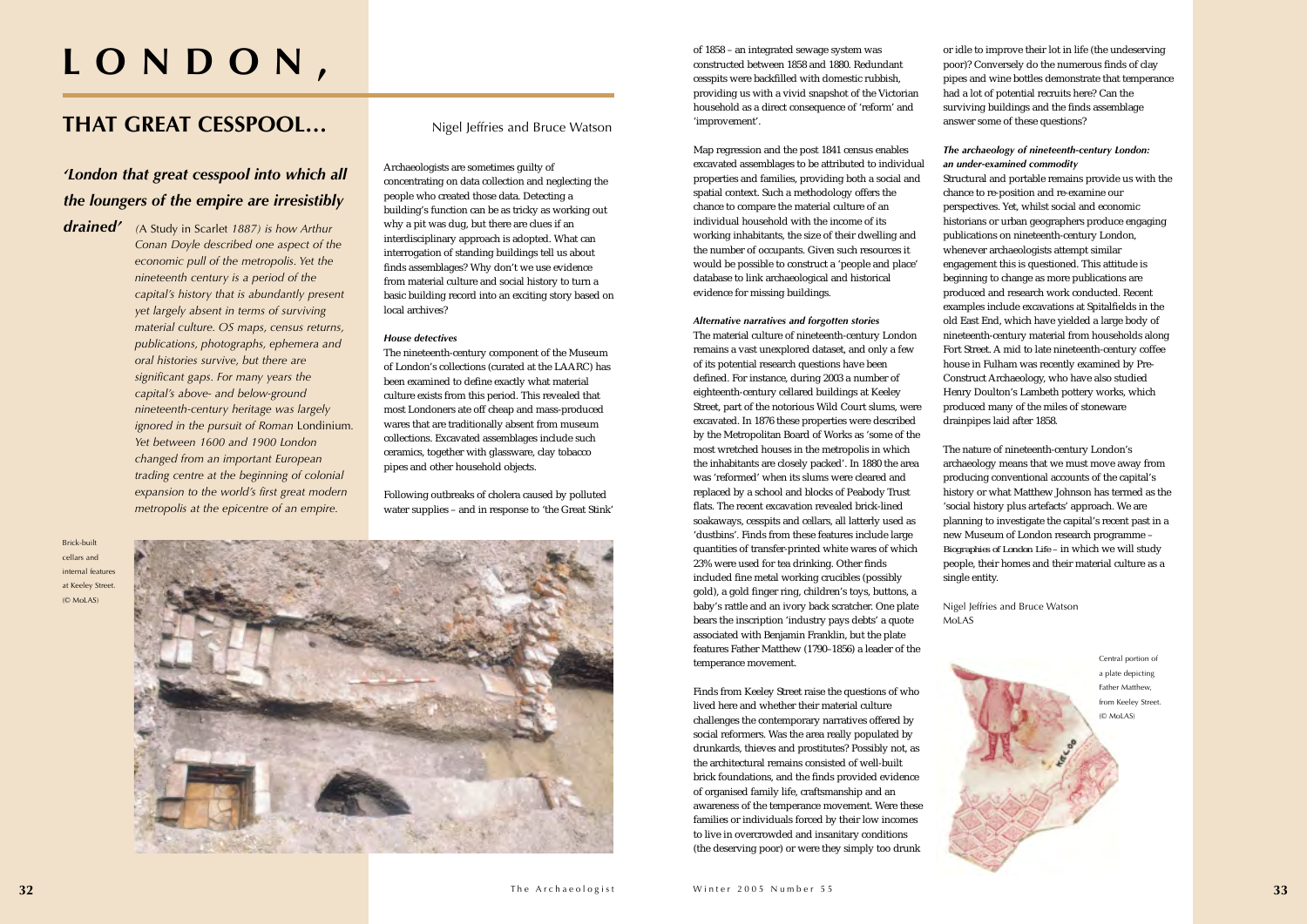# LONDON,

## THAT GREAT CESSPOOL…

Nigel Jeffries and Bruce Watson

***'London that great cesspool into which all the loungers of the empire are irresistibly drained'*** *(A Study in Scarlet 1887) is how Arthur Conan Doyle described one aspect of the economic pull of the metropolis. Yet the nineteenth century is a period of the capital's history that is abundantly present yet largely absent in terms of surviving material culture. OS maps, census returns, publications, photographs, ephemera and oral histories survive, but there are significant gaps. For many years the capital's above- and below-ground nineteenth-century heritage was largely ignored in the pursuit of Roman* Londinium. *Yet between 1600 and 1900 London changed from an important European trading centre at the beginning of colonial expansion to the world's first great modern metropolis at the epicentre of an empire.*

Brick-built cellars and internal features at Keeley Street. (© MoLAS)

Archaeologists are sometimes guilty of concentrating on data collection and neglecting the people who created those data. Detecting a building's function can be as tricky as working out why a pit was dug, but there are clues if an interdisciplinary approach is adopted. What can interrogation of standing buildings tell us about finds assemblages? Why don't we use evidence from material culture and social history to turn a basic building record into an exciting story based on local archives?

***House detectives***

The nineteenth-century component of the Museum of London's collections (curated at the LAARC) has been examined to define exactly what material culture exists from this period. This revealed that most Londoners ate off cheap and mass-produced wares that are traditionally absent from museum collections. Excavated assemblages include such ceramics, together with glassware, clay tobacco pipes and other household objects.

Following outbreaks of cholera caused by polluted water supplies – and in response to 'the Great Stink' of 1858 – an integrated sewage system was constructed between 1858 and 1880. Redundant cesspits were backfilled with domestic rubbish, providing us with a vivid snapshot of the Victorian household as a direct consequence of 'reform' and 'improvement'.

Map regression and the post 1841 census enables excavated assemblages to be attributed to individual properties and families, providing both a social and spatial context. Such a methodology offers the chance to compare the material culture of an individual household with the income of its working inhabitants, the size of their dwelling and the number of occupants. Given such resources it would be possible to construct a 'people and place' database to link archaeological and historical evidence for missing buildings.

***Alternative narratives and forgotten stories***

The material culture of nineteenth-century London remains a vast unexplored dataset, and only a few of its potential research questions have been defined. For instance, during 2003 a number of eighteenth-century cellared buildings at Keeley Street, part of the notorious Wild Court slums, were excavated. In 1876 these properties were described by the Metropolitan Board of Works as 'some of the most wretched houses in the metropolis in which the inhabitants are closely packed'. In 1880 the area was 'reformed' when its slums were cleared and replaced by a school and blocks of Peabody Trust flats. The recent excavation revealed brick-lined soakaways, cesspits and cellars, all latterly used as 'dustbins'. Finds from these features include large quantities of transfer-printed white wares of which 23% were used for tea drinking. Other finds included fine metal working crucibles (possibly gold), a gold finger ring, children's toys, buttons, a baby's rattle and an ivory back scratcher. One plate bears the inscription 'industry pays debts' a quote associated with Benjamin Franklin, but the plate features Father Matthew (1790-1856) a leader of the temperance movement.

Finds from Keeley Street raise the questions of who lived here and whether their material culture challenges the contemporary narratives offered by social reformers. Was the area really populated by drunkards, thieves and prostitutes? Possibly not, as the architectural remains consisted of well-built brick foundations, and the finds provided evidence of organised family life, craftsmanship and an awareness of the temperance movement. Were these families or individuals forced by their low incomes to live in overcrowded and insanitary conditions (the deserving poor) or were they simply too drunk or idle to improve their lot in life (the undeserving poor)? Conversely do the numerous finds of clay pipes and wine bottles demonstrate that temperance had a lot of potential recruits here? Can the surviving buildings and the finds assemblage answer some of these questions?

***The archaeology of nineteenth-century London: an under-examined commodity***

Structural and portable remains provide us with the chance to re-position and re-examine our perspectives. Yet, whilst social and economic historians or urban geographers produce engaging publications on nineteenth-century London, whenever archaeologists attempt similar engagement this is questioned. This attitude is beginning to change as more publications are produced and research work conducted. Recent examples include excavations at Spitalfields in the old East End, which have yielded a large body of nineteenth-century material from households along Fort Street. A mid to late nineteenth-century coffee house in Fulham was recently examined by Pre-Construct Archaeology, who have also studied Henry Doulton's Lambeth pottery works, which produced many of the miles of stoneware drainpipes laid after 1858.

The nature of nineteenth-century London's archaeology means that we must move away from producing conventional accounts of the capital's history or what Matthew Johnson has termed as the 'social history plus artefacts' approach. We are planning to investigate the capital's recent past in a new Museum of London research programme – *Biographies of London Life* – in which we will study people, their homes and their material culture as a single entity.

Nigel Jeffries and Bruce Watson
MoLAS

Central portion of a plate depicting Father Matthew, from Keeley Street. (© MoLAS)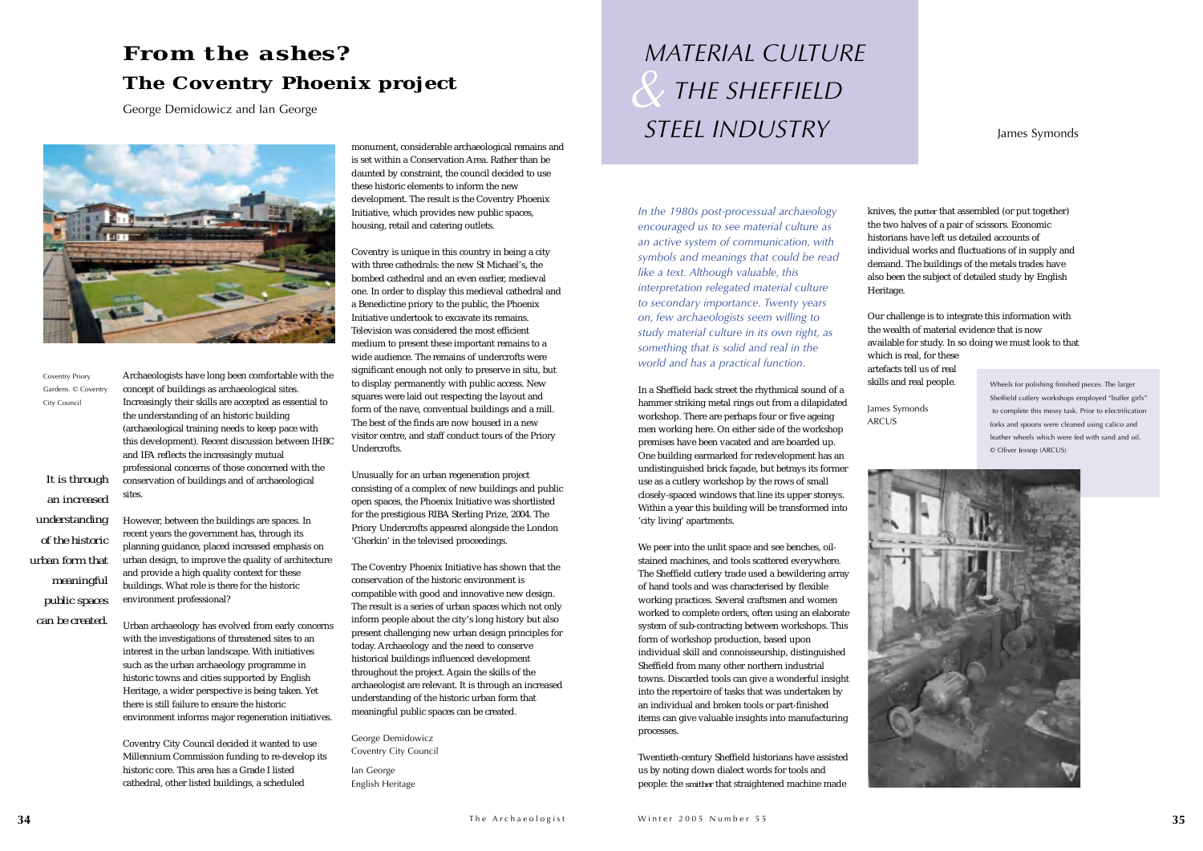# From the ashes?

## The Coventry Phoenix project

George Demidowicz and Ian George

Coventry Priory Gardens. © Coventry City Council

*It is through an increased understanding of the historic urban form that meaningful public spaces can be created.*

Archaeologists have long been comfortable with the concept of buildings as archaeological sites. Increasingly their skills are accepted as essential to the understanding of an historic building (archaeological training needs to keep pace with this development). Recent discussion between IHBC and IFA reflects the increasingly mutual professional concerns of those concerned with the conservation of buildings and of archaeological sites.

However, between the buildings are spaces. In recent years the government has, through its planning guidance, placed increased emphasis on urban design, to improve the quality of architecture and provide a high quality context for these buildings. What role is there for the historic environment professional?

Urban archaeology has evolved from early concerns with the investigations of threatened sites to an interest in the urban landscape. With initiatives such as the urban archaeology programme in historic towns and cities supported by English Heritage, a wider perspective is being taken. Yet there is still failure to ensure the historic environment informs major regeneration initiatives.

Coventry City Council decided it wanted to use Millennium Commission funding to re-develop its historic core. This area has a Grade I listed cathedral, other listed buildings, a scheduled monument, considerable archaeological remains and is set within a Conservation Area. Rather than be daunted by constraint, the council decided to use these historic elements to inform the new development. The result is the Coventry Phoenix Initiative, which provides new public spaces, housing, retail and catering outlets.

Coventry is unique in this country in being a city with three cathedrals: the new St Michael's, the bombed cathedral and an even earlier, medieval one. In order to display this medieval cathedral and a Benedictine priory to the public, the Phoenix Initiative undertook to excavate its remains. Television was considered the most efficient medium to present these important remains to a wide audience. The remains of undercrofts were significant enough not only to preserve in situ, but to display permanently with public access. New squares were laid out respecting the layout and form of the nave, conventual buildings and a mill. The best of the finds are now housed in a new visitor centre, and staff conduct tours of the Priory Undercrofts.

Unusually for an urban regeneration project consisting of a complex of new buildings and public open spaces, the Phoenix Initiative was shortlisted for the prestigious RIBA Sterling Prize, 2004. The Priory Undercrofts appeared alongside the London 'Gherkin' in the televised proceedings.

The Coventry Phoenix Initiative has shown that the conservation of the historic environment is compatible with good and innovative new design. The result is a series of urban spaces which not only inform people about the city's long history but also present challenging new urban design principles for today. Archaeology and the need to conserve historical buildings influenced development throughout the project. Again the skills of the archaeologist are relevant. It is through an increased understanding of the historic urban form that meaningful public spaces can be created.

George Demidowicz
Coventry City Council

Ian George
English Heritage

# MATERIAL CULTURE & THE SHEFFIELD STEEL INDUSTRY

James Symonds

*In the 1980s post-processual archaeology encouraged us to see material culture as an active system of communication, with symbols and meanings that could be read like a text. Although valuable, this interpretation relegated material culture to secondary importance. Twenty years on, few archaeologists seem willing to study material culture in its own right, as something that is solid and real in the world and has a practical function.*

In a Sheffield back street the rhythmical sound of a hammer striking metal rings out from a dilapidated workshop. There are perhaps four or five ageing men working here. On either side of the workshop premises have been vacated and are boarded up. One building earmarked for redevelopment has an undistinguished brick façade, but betrays its former use as a cutlery workshop by the rows of small closely-spaced windows that line its upper storeys. Within a year this building will be transformed into 'city living' apartments.

We peer into the unlit space and see benches, oil-stained machines, and tools scattered everywhere. The Sheffield cutlery trade used a bewildering array of hand tools and was characterised by flexible working practices. Several craftsmen and women worked to complete orders, often using an elaborate system of sub-contracting between workshops. This form of workshop production, based upon individual skill and connoisseurship, distinguished Sheffield from many other northern industrial towns. Discarded tools can give a wonderful insight into the repertoire of tasks that was undertaken by an individual and broken tools or part-finished items can give valuable insights into manufacturing processes.

Twentieth-century Sheffield historians have assisted us by noting down dialect words for tools and people: the *smither* that straightened machine made knives, the *putter* that assembled (or put together) the two halves of a pair of scissors. Economic historians have left us detailed accounts of individual works and fluctuations in supply and demand. The buildings of the metals trades have also been the subject of detailed study by English Heritage.

Our challenge is to integrate this information with the wealth of material evidence that is now available for study. In so doing we must look to that which is real, for these artefacts tell us of real skills and real people.

James Symonds
ARCUS

Wheels for polishing finished pieces. The larger Sheffield cutlery workshops employed "buffer girls" to complete this messy task. Prior to electrification forks and spoons were cleaned using calico and leather wheels which were fed with sand and oil. © Oliver Jessop (ARCUS)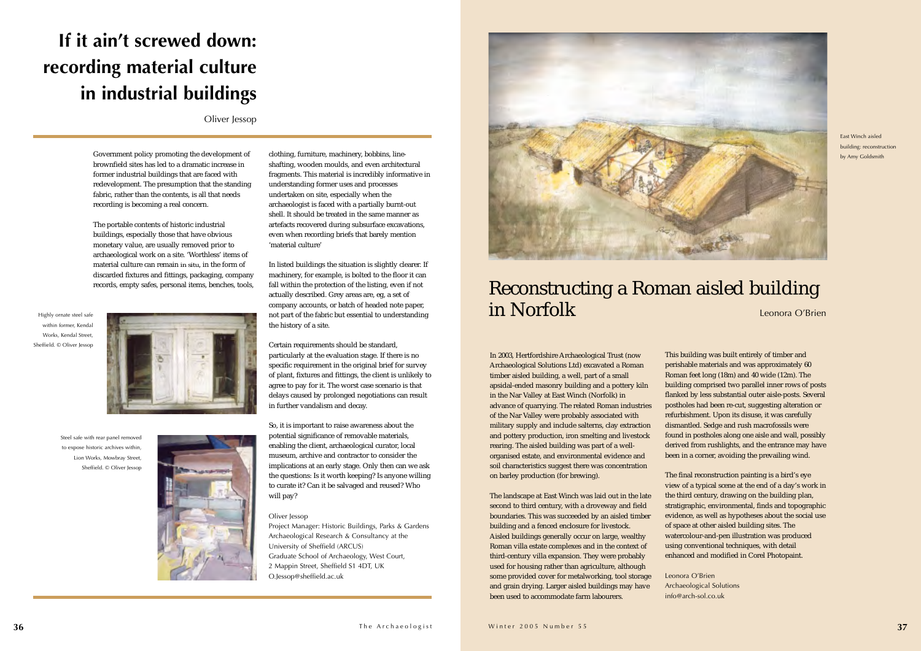# If it ain't screwed down: recording material culture in industrial buildings

Oliver Jessop

Government policy promoting the development of brownfield sites has led to a dramatic increase in former industrial buildings that are faced with redevelopment. The presumption that the standing fabric, rather than the contents, is all that needs recording is becoming a real concern.

The portable contents of historic industrial buildings, especially those that have obvious monetary value, are usually removed prior to archaeological work on a site. 'Worthless' items of material culture can remain *in situ*, in the form of discarded fixtures and fittings, packaging, company records, empty safes, personal items, benches, tools, clothing, furniture, machinery, bobbins, line-shafting, wooden moulds, and even architectural fragments. This material is incredibly informative in understanding former uses and processes undertaken on site, especially when the archaeologist is faced with a partially burnt-out shell. It should be treated in the same manner as artefacts recovered during subsurface excavations, even when recording briefs that barely mention 'material culture'.

Highly ornate steel safe within former, Kendal Works, Kendal Street, Sheffield. © Oliver Jessop

Steel safe with rear panel removed to expose historic archives within, Lion Works, Mowbray Street, Sheffield. © Oliver Jessop

In listed buildings the situation is slightly clearer. If machinery, for example, is bolted to the floor it can fall within the protection of the listing, even if not actually described. Grey areas are, eg, a set of company accounts, or batch of headed note paper, not part of the fabric but essential to understanding the history of a site.

Certain requirements should be standard, particularly at the evaluation stage. If there is no specific requirement in the original brief for survey of plant, fixtures and fittings, the client is unlikely to agree to pay for it. The worst case scenario is that delays caused by prolonged negotiations can result in further vandalism and decay.

So, it is important to raise awareness about the potential significance of removable materials, enabling the client, archaeological curator, local museum, archive and contractor to consider the implications at an early stage. Only then can we ask the questions: Is it worth keeping? Is anyone willing to curate it? Can it be salvaged and reused? Who will pay?

Oliver Jessop
Project Manager: Historic Buildings, Parks & Gardens
Archaeological Research & Consultancy at the University of Sheffield (ARCUS)
Graduate School of Archaeology, West Court, 2 Mappin Street, Sheffield S1 4DT, UK
O.Jessop@sheffield.ac.uk

East Winch aisled building: reconstruction by Amy Goldsmith

# Reconstructing a Roman aisled building in Norfolk

Leonora O'Brien

In 2003, Hertfordshire Archaeological Trust (now Archaeological Solutions Ltd) excavated a Roman timber aisled building, a well, part of a small apsidal-ended masonry building and a pottery kiln in the Nar Valley at East Winch (Norfolk) in advance of quarrying. The related Roman industries of the Nar Valley were probably associated with military supply and include salterns, clay extraction and pottery production, iron smelting and livestock rearing. The aisled building was part of a well-organised estate, and environmental evidence and soil characteristics suggest there was concentration on barley production (for brewing).

The landscape at East Winch was laid out in the late second to third century, with a droveway and field boundaries. This was succeeded by an aisled timber building and a fenced enclosure for livestock. Aisled buildings generally occur on large, wealthy Roman villa estate complexes and in the context of third-century villa expansion. They were probably used for housing rather than agriculture, although some provided cover for metalworking, tool storage and grain drying. Larger aisled buildings may have been used to accommodate farm labourers.

This building was built entirely of timber and perishable materials and was approximately 60 Roman feet long (18m) and 40 wide (12m). The building comprised two parallel inner rows of posts flanked by less substantial outer aisle-posts. Several postholes had been re-cut, suggesting alteration or refurbishment. Upon its disuse, it was carefully dismantled. Sedge and rush macrofossils were found in postholes along one aisle and wall, possibly derived from rushlights, and the entrance may have been in a corner, avoiding the prevailing wind.

The final reconstruction painting is a bird's eye view of a typical scene at the end of a day's work in the third century, drawing on the building plan, stratigraphic, environmental, finds and topographic evidence, as well as hypotheses about the social use of space at other aisled building sites. The watercolour-and-pen illustration was produced using conventional techniques, with detail enhanced and modified in Corel Photopaint.

Leonora O'Brien
Archaeological Solutions
info@arch-sol.co.uk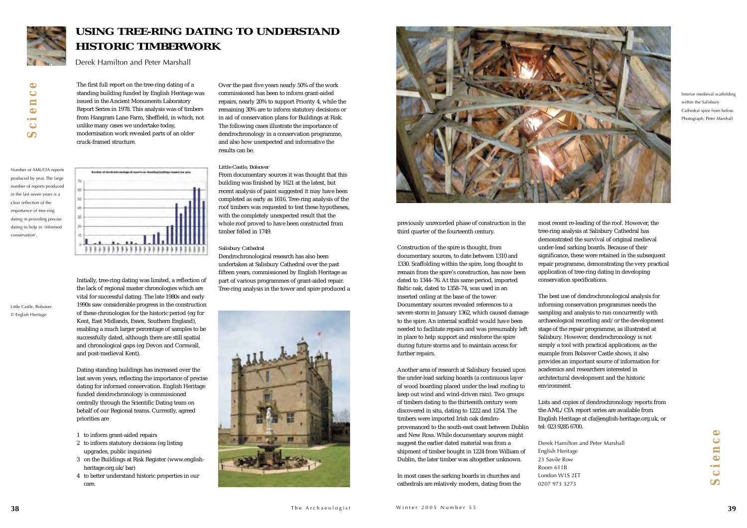# USING TREE-RING DATING TO UNDERSTAND HISTORIC TIMBERWORK

Derek Hamilton and Peter Marshall

The first full report on the tree-ring dating of a standing building funded by English Heritage was issued in the Ancient Monuments Laboratory Report Series in 1978. This analysis was of timbers from Hangram Lane Farm, Sheffield, in which, not unlike many cases we undertake today, modernisation work revealed parts of an older cruck-framed structure.

Number of AML/CfA reports produced by year. The large number of reports produced in the last seven years is a clear reflection of the importance of tree-ring dating in providing precise dating to help in 'informed conservation'.

Initially, tree-ring dating was limited, a reflection of the lack of regional master chronologies which are vital for successful dating. The late 1980s and early 1990s saw considerable progress in the construction of these chronologies for the historic period (eg for Kent, East Midlands, Essex, Southern England), enabling a much larger percentage of samples to be successfully dated, although there are still spatial and chronological gaps (eg Devon and Cornwall, and post-medieval Kent).

Dating standing buildings has increased over the last seven years, reflecting the importance of precise dating for informed conservation. English Heritage funded dendrochronology is commissioned centrally through the Scientific Dating team on behalf of our Regional teams. Currently, agreed priorities are

1. to inform grant-aided repairs
2. to inform statutory decisions (eg listing upgrades, public inquiries)
3. on the Buildings at Risk Register (www.english-heritage.org.uk/bar)
4. to better understand historic properties in our care.

Over the past five years nearly 50% of the work commissioned has been to inform grant-aided repairs, nearly 20% to support Priority 4, while the remaining 30% are to inform statutory decisions or in aid of conservation plans for Buildings at Risk. The following cases illustrate the importance of dendrochronology in a conservation programme, and also how unexpected and informative the results can be.

*Little Castle, Bolsover*

From documentary sources it was thought that this building was finished by 1621 at the latest, but recent analysis of paint suggested it may have been completed as early as 1616. Tree-ring analysis of the roof timbers was requested to test these hypotheses, with the completely unexpected result that the whole roof proved to have been constructed from timber felled in 1749.

Little Castle, Bolsover. © English Heritage

*Salisbury Cathedral*

Dendrochronological research has also been undertaken at Salisbury Cathedral over the past fifteen years, commissioned by English Heritage as part of various programmes of grant-aided repair. Tree-ring analysis in the tower and spire produced a previously unrecorded phase of construction in the third quarter of the fourteenth century.

Interior medieval scaffolding within the Salisbury Cathedral spire from below. Photograph: Peter Marshall

Construction of the spire is thought, from documentary sources, to date between 1310 and 1330. Scaffolding within the spire, long thought to remain from the spire's construction, has now been dated to 1344–76. At this same period, imported Baltic oak, dated to 1358–74, was used in an inserted ceiling at the base of the tower. Documentary sources revealed references to a severe storm in January 1362, which caused damage to the spire. An internal scaffold would have been needed to facilitate repairs and was presumably left in place to help support and reinforce the spire during future storms and to maintain access for further repairs.

Another area of research at Salisbury focused upon the under-lead sarking boards (a continuous layer of wood boarding placed under the lead roofing to keep out wind and wind-driven rain). Two groups of timbers dating to the thirteenth century were discovered in situ, dating to 1222 and 1254. The timbers were imported Irish oak dendro-provenanced to the south-east coast between Dublin and New Ross. While documentary sources might suggest the earlier dated material was from a shipment of timber bought in 1224 from William of Dublin, the later timber was altogether unknown.

In most cases the sarking boards in churches and cathedrals are relatively modern, dating from the most recent re-leading of the roof. However, the tree-ring analysis at Salisbury Cathedral has demonstrated the survival of original medieval under-lead sarking boards. Because of their significance, these were retained in the subsequent repair programme, demonstrating the very practical application of tree-ring dating in developing conservation specifications.

The best use of dendrochronological analysis for informing conservation programmes needs the sampling and analysis to run concurrently with archaeological recording and/or the development stage of the repair programme, as illustrated at Salisbury. However, dendrochronology is not simply a tool with practical applications; as the example from Bolsover Castle shows, it also provides an important source of information for academics and researchers interested in architectural development and the historic environment.

Lists and copies of dendrochronology reports from the AML/CfA report series are available from English Heritage at cfa@english-heritage.org.uk, or tel: 023 9285 6700.

Derek Hamilton and Peter Marshall
English Heritage
23 Savile Row
Room 611B
London W1S 2ET
0207 973 3273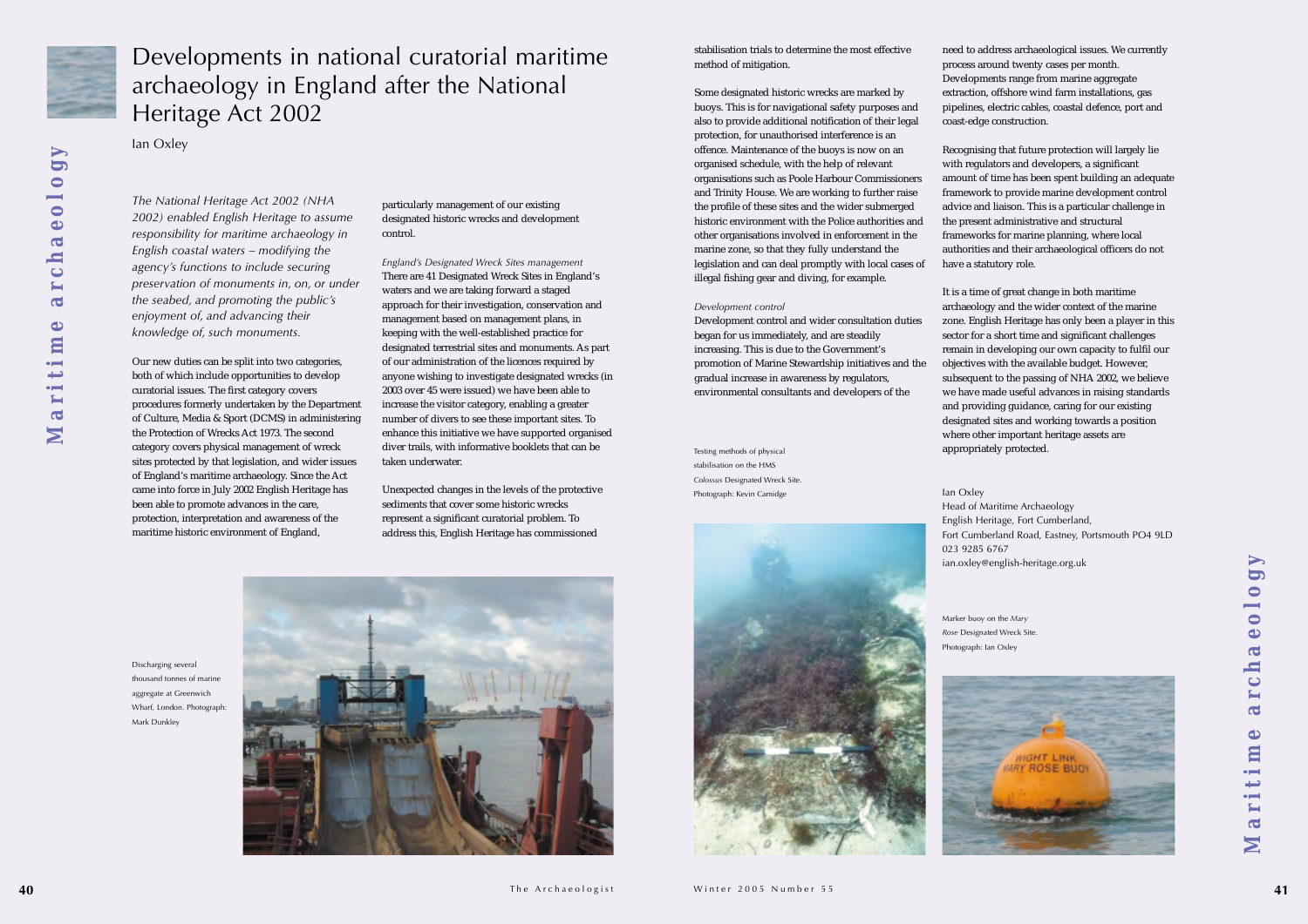# Developments in national curatorial maritime archaeology in England after the National Heritage Act 2002

Ian Oxley

*The National Heritage Act 2002 (NHA 2002) enabled English Heritage to assume responsibility for maritime archaeology in English coastal waters – modifying the agency's functions to include securing preservation of monuments in, on, or under the seabed, and promoting the public's enjoyment of, and advancing their knowledge of, such monuments.*

Our new duties can be split into two categories, both of which include opportunities to develop curatorial issues. The first category covers procedures formerly undertaken by the Department of Culture, Media & Sport (DCMS) in administering the Protection of Wrecks Act 1973. The second category covers physical management of wreck sites protected by that legislation, and wider issues of England's maritime archaeology. Since the Act came into force in July 2002 English Heritage has been able to promote advances in the care, protection, interpretation and awareness of the maritime historic environment of England, particularly management of our existing designated historic wrecks and development control.

*England's Designated Wreck Sites management*

There are 41 Designated Wreck Sites in England's waters and we are taking forward a staged approach for their investigation, conservation and management based on management plans, in keeping with the well-established practice for designated terrestrial sites and monuments. As part of our administration of the licences required by anyone wishing to investigate designated wrecks (in 2003 over 45 were issued) we have been able to increase the visitor category, enabling a greater number of divers to see these important sites. To enhance this initiative we have supported organised diver trails, with informative booklets that can be taken underwater.

Unexpected changes in the levels of the protective sediments that cover some historic wrecks represent a significant curatorial problem. To address this, English Heritage has commissioned stabilisation trials to determine the most effective method of mitigation.

Some designated historic wrecks are marked by buoys. This is for navigational safety purposes and also to provide additional notification of their legal protection, for unauthorised interference is an offence. Maintenance of the buoys is now on an organised schedule, with the help of relevant organisations such as Poole Harbour Commissioners and Trinity House. We are working to further raise the profile of these sites and the wider submerged historic environment with the Police authorities and other organisations involved in enforcement in the marine zone, so that they fully understand the legislation and can deal promptly with local cases of illegal fishing gear and diving, for example.

*Development control*

Development control and wider consultation duties began for us immediately, and are steadily increasing. This is due to the Government's promotion of Marine Stewardship initiatives and the gradual increase in awareness by regulators, environmental consultants and developers of the need to address archaeological issues. We currently process around twenty cases per month. Developments range from marine aggregate extraction, offshore wind farm installations, gas pipelines, electric cables, coastal defence, port and coast-edge construction.

Recognising that future protection will largely lie with regulators and developers, a significant amount of time has been spent building an adequate framework to provide marine development control advice and liaison. This is a particular challenge in the present administrative and structural frameworks for marine planning, where local authorities and their archaeological officers do not have a statutory role.

It is a time of great change in both maritime archaeology and the wider context of the marine zone. English Heritage has only been a player in this sector for a short time and significant challenges remain in developing our own capacity to fulfil our objectives with the available budget. However, subsequent to the passing of NHA 2002, we believe we have made useful advances in raising standards and providing guidance, caring for our existing designated sites and working towards a position where other important heritage assets are appropriately protected.

Ian Oxley
Head of Maritime Archaeology
English Heritage, Fort Cumberland,
Fort Cumberland Road, Eastney, Portsmouth PO4 9LD
023 9285 6767
ian.oxley@english-heritage.org.uk

Discharging several thousand tonnes of marine aggregate at Greenwich Wharf, London. Photograph: Mark Dunkley

Testing methods of physical stabilisation on the HMS *Colossus* Designated Wreck Site. Photograph: Kevin Camidge

Marker buoy on the *Mary Rose* Designated Wreck Site. Photograph: Ian Oxley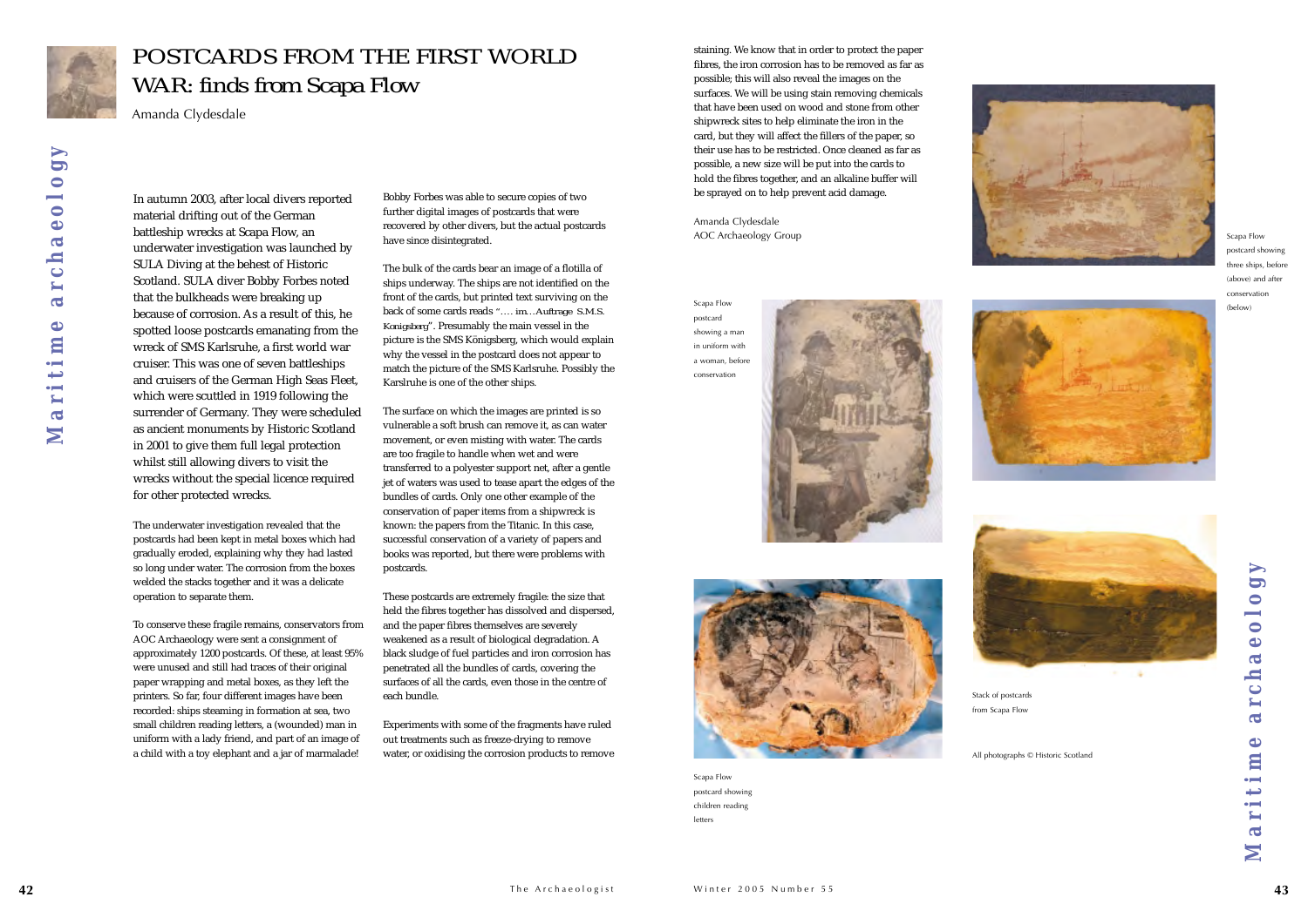# POSTCARDS FROM THE FIRST WORLD WAR: finds from Scapa Flow

Amanda Clydesdale

In autumn 2003, after local divers reported material drifting out of the German battleship wrecks at Scapa Flow, an underwater investigation was launched by SULA Diving at the behest of Historic Scotland. SULA diver Bobby Forbes noted that the bulkheads were breaking up because of corrosion. As a result of this, he spotted loose postcards emanating from the wreck of SMS Karlsruhe, a first world war cruiser. This was one of seven battleships and cruisers of the German High Seas Fleet, which were scuttled in 1919 following the surrender of Germany. They were scheduled as ancient monuments by Historic Scotland in 2001 to give them full legal protection whilst still allowing divers to visit the wrecks without the special licence required for other protected wrecks.

The underwater investigation revealed that the postcards had been kept in metal boxes which had gradually eroded, explaining why they had lasted so long under water. The corrosion from the boxes welded the stacks together and it was a delicate operation to separate them.

To conserve these fragile remains, conservators from AOC Archaeology were sent a consignment of approximately 1200 postcards. Of these, at least 95% were unused and still had traces of their original paper wrapping and metal boxes, as they left the printers. So far, four different images have been recorded: ships steaming in formation at sea, two small children reading letters, a (wounded) man in uniform with a lady friend, and part of an image of a child with a toy elephant and a jar of marmalade!

Bobby Forbes was able to secure copies of two further digital images of postcards that were recovered by other divers, but the actual postcards have since disintegrated.

The bulk of the cards bear an image of a flotilla of ships underway. The ships are not identified on the front of the cards, but printed text surviving on the back of some cards reads "…. im…Auftrage S.M.S. Konigsberg". Presumably the main vessel in the picture is the SMS Königsberg, which would explain why the vessel in the postcard does not appear to match the picture of the SMS Karlsruhe. Possibly the Karslruhe is one of the other ships.

The surface on which the images are printed is so vulnerable a soft brush can remove it, as can water movement, or even misting with water. The cards are too fragile to handle when wet and were transferred to a polyester support net, after a gentle jet of waters was used to tease apart the edges of the bundles of cards. Only one other example of the conservation of paper items from a shipwreck is known: the papers from the Titanic. In this case, successful conservation of a variety of papers and books was reported, but there were problems with postcards.

These postcards are extremely fragile: the size that held the fibres together has dissolved and dispersed, and the paper fibres themselves are severely weakened as a result of biological degradation. A black sludge of fuel particles and iron corrosion has penetrated all the bundles of cards, covering the surfaces of all the cards, even those in the centre of each bundle.

Experiments with some of the fragments have ruled out treatments such as freeze-drying to remove water, or oxidising the corrosion products to remove staining. We know that in order to protect the paper fibres, the iron corrosion has to be removed as far as possible; this will also reveal the images on the surfaces. We will be using stain removing chemicals that have been used on wood and stone from other shipwreck sites to help eliminate the iron in the card, but they will affect the fillers of the paper, so their use has to be restricted. Once cleaned as far as possible, a new size will be put into the cards to hold the fibres together, and an alkaline buffer will be sprayed on to help prevent acid damage.

Amanda Clydesdale
AOC Archaeology Group

Scapa Flow postcard showing a man in uniform with a woman, before conservation

Scapa Flow postcard showing children reading letters

Scapa Flow postcard showing three ships, before (above) and after conservation (below)

Stack of postcards from Scapa Flow

All photographs © Historic Scotland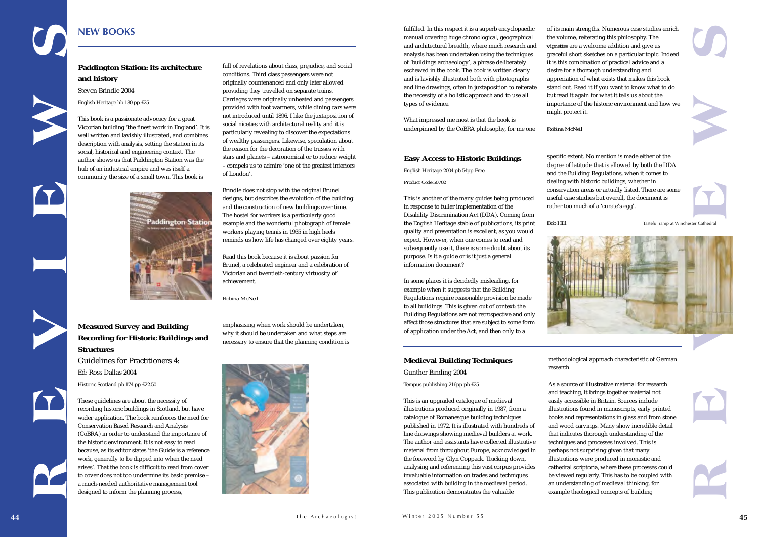## NEW BOOKS

### Paddington Station: its architecture and history

Steven Brindle 2004

English Heritage hb 180 pp £25

This book is a passionate advocacy for a great Victorian building 'the finest work in England'. It is well written and lavishly illustrated, and combines description with analysis, setting the station in its social, historical and engineering context. The author shows us that Paddington Station was the hub of an industrial empire and was itself a community the size of a small town. This book is full of revelations about class, prejudice, and social conditions. Third class passengers were not originally countenanced and only later allowed providing they travelled on separate trains. Carriages were originally unheated and passengers provided with foot warmers, while dining cars were not introduced until 1896. I like the juxtaposition of social niceties with architectural reality and it is particularly revealing to discover the expectations of wealthy passengers. Likewise, speculation about the reason for the decoration of the trusses with stars and planets – astronomical or to reduce weight – compels us to admire 'one of the greatest interiors of London'.

Brindle does not stop with the original Brunel designs, but describes the evolution of the building and the construction of new buildings over time. The hostel for workers is a particularly good example and the wonderful photograph of female workers playing tennis in 1935 in high heels reminds us how life has changed over eighty years.

Read this book because it is about passion for Brunel, a celebrated engineer and a celebration of Victorian and twentieth-century virtuosity of achievement.

*Robina McNeil*

### Measured Survey and Building Recording for Historic Buildings and Structures

Guidelines for Practitioners 4:

Ed: Ross Dallas 2004

Historic Scotland pb 174 pp £22.50

These guidelines are about the necessity of recording historic buildings in Scotland, but have wider application. The book reinforces the need for Conservation Based Research and Analysis (CoBRA) in order to understand the importance of the historic environment. It is not easy to read because, as its editor states 'the Guide is a reference work, generally to be dipped into when the need arises'. That the book is difficult to read from cover to cover does not too undermine its basic premise – a much-needed authoritative management tool designed to inform the planning process, emphasising when work should be undertaken, why it should be undertaken and what steps are necessary to ensure that the planning condition is fulfilled. In this respect it is a superb encyclopaedic manual covering huge chronological, geographical and architectural breadth, where much research and analysis has been undertaken using the techniques of 'buildings archaeology', a phrase deliberately eschewed in the book. The book is written clearly and is lavishly illustrated both with photographs and line drawings, often in juxtaposition to reiterate the necessity of a holistic approach and to use all types of evidence.

What impressed me most is that the book is underpinned by the CoBRA philosophy, for me one of its main strengths. Numerous case studies enrich the volume, reiterating this philosophy. The *vignettes* are a welcome addition and give us graceful short sketches on a particular topic. Indeed it is this combination of practical advice and a desire for a thorough understanding and appreciation of what exists that makes this book stand out. Read it if you want to know what to do but read it again for what it tells us about the importance of the historic environment and how we might protect it.

*Robina McNeil*

### Easy Access to Historic Buildings

English Heritage 2004 pb 54pp Free

Product Code 50702

This is another of the many guides being produced in response to fuller implementation of the Disability Discrimination Act (DDA). Coming from the English Heritage stable of publications, its print quality and presentation is excellent, as you would expect. However, when one comes to read and subsequently use it, there is some doubt about its purpose. Is it a guide or is it just a general information document?

In some places it is decidedly misleading, for example when it suggests that the Building Regulations require reasonable provision be made to all buildings. This is given out of context: the Building Regulations are not retrospective and only affect those structures that are subject to some form of application under the Act, and then only to a specific extent. No mention is made either of the degree of latitude that is allowed by both the DDA and the Building Regulations, when it comes to dealing with historic buildings, whether in conservation areas or actually listed. There are some useful case studies but overall, the document is rather too much of a 'curate's egg'.

*Bob Hill*

Tasteful ramp at Winchester Cathedral

### Medieval Building Techniques

Gunther Binding 2004

Tempus publishing 216pp pb £25

This is an upgraded catalogue of medieval illustrations produced originally in 1987, from a catalogue of Romanesque building techniques published in 1972. It is illustrated with hundreds of line drawings showing medieval builders at work. The author and assistants have collected illustrative material from throughout Europe, acknowledged in the foreword by Glyn Coppack. Tracking down, analysing and referencing this vast corpus provides invaluable information on trades and techniques associated with building in the medieval period. This publication demonstrates the valuable methodological approach characteristic of German research.

As a source of illustrative material for research and teaching, it brings together material not easily accessible in Britain. Sources include illustrations found in manuscripts, early printed books and representations in glass and from stone and wood carvings. Many show incredible detail that indicates thorough understanding of the techniques and processes involved. This is perhaps not surprising given that many illustrations were produced in monastic and cathedral scriptoria, where these processes could be viewed regularly. This has to be coupled with an understanding of medieval thinking, for example theological concepts of building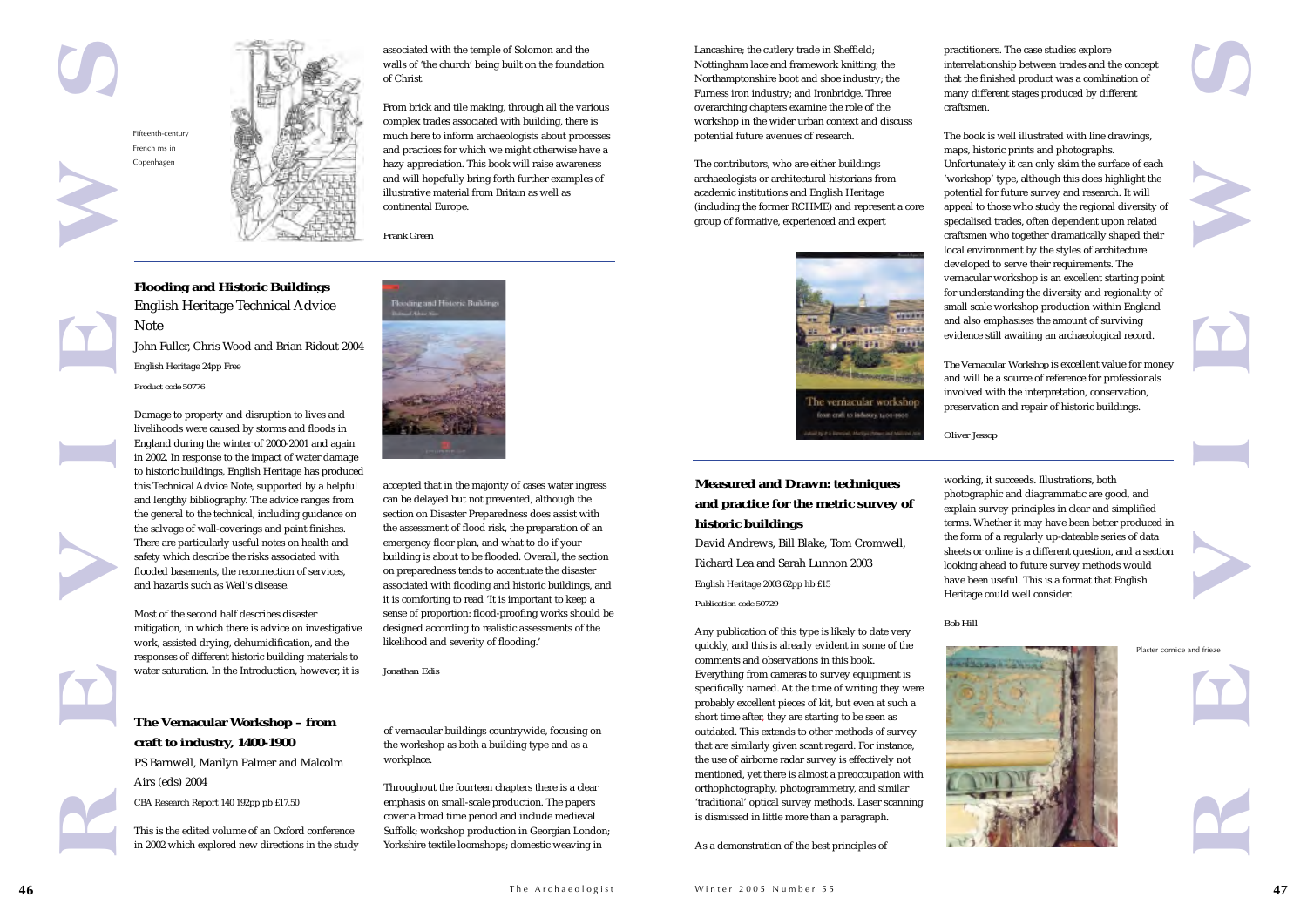Fifteenth-century French ms in Copenhagen

associated with the temple of Solomon and the walls of 'the church' being built on the foundation of Christ.

From brick and tile making, through all the various complex trades associated with building, there is much here to inform archaeologists about processes and practices for which we might otherwise have a hazy appreciation. This book will raise awareness and will hopefully bring forth further examples of illustrative material from Britain as well as continental Europe.

*Frank Green*

## Flooding and Historic Buildings

### English Heritage Technical Advice Note

John Fuller, Chris Wood and Brian Ridout 2004

English Heritage 24pp Free

Product code 50776

Damage to property and disruption to lives and livelihoods were caused by storms and floods in England during the winter of 2000-2001 and again in 2002. In response to the impact of water damage to historic buildings, English Heritage has produced this Technical Advice Note, supported by a helpful and lengthy bibliography. The advice ranges from the general to the technical, including guidance on the salvage of wall-coverings and paint finishes. There are particularly useful notes on health and safety which describe the risks associated with flooded basements, the reconnection of services, and hazards such as Weil's disease.

Most of the second half describes disaster mitigation, in which there is advice on investigative work, assisted drying, dehumidification, and the responses of different historic building materials to water saturation. In the Introduction, however, it is accepted that in the majority of cases water ingress can be delayed but not prevented, although the section on Disaster Preparedness does assist with the assessment of flood risk, the preparation of an emergency floor plan, and what to do if your building is about to be flooded. Overall, the section on preparedness tends to accentuate the disaster associated with flooding and historic buildings, and it is comforting to read 'It is important to keep a sense of proportion: flood-proofing works should be designed according to realistic assessments of the likelihood and severity of flooding.'

*Jonathan Edis*

## The Vernacular Workshop – from craft to industry, 1400-1900

PS Barnwell, Marilyn Palmer and Malcolm Airs (eds) 2004

CBA Research Report 140 192pp pb £17.50

This is the edited volume of an Oxford conference in 2002 which explored new directions in the study of vernacular buildings countrywide, focusing on the workshop as both a building type and as a workplace.

Throughout the fourteen chapters there is a clear emphasis on small-scale production. The papers cover a broad time period and include medieval Suffolk; workshop production in Georgian London; Yorkshire textile loomshops; domestic weaving in Lancashire; the cutlery trade in Sheffield; Nottingham lace and framework knitting; the Northamptonshire boot and shoe industry; the Furness iron industry; and Ironbridge. Three overarching chapters examine the role of the workshop in the wider urban context and discuss potential future avenues of research.

The contributors, who are either buildings archaeologists or architectural historians from academic institutions and English Heritage (including the former RCHME) and represent a core group of formative, experienced and expert practitioners. The case studies explore interrelationship between trades and the concept that the finished product was a combination of many different stages produced by different craftsmen.

The book is well illustrated with line drawings, maps, historic prints and photographs. Unfortunately it can only skim the surface of each 'workshop' type, although this does highlight the potential for future survey and research. It will appeal to those who study the regional diversity of specialised trades, often dependent upon related craftsmen who together dramatically shaped their local environment by the styles of architecture developed to serve their requirements. The vernacular workshop is an excellent starting point for understanding the diversity and regionality of small scale workshop production within England and also emphasises the amount of surviving evidence still awaiting an archaeological record.

*The Vernacular Workshop* is excellent value for money and will be a source of reference for professionals involved with the interpretation, conservation, preservation and repair of historic buildings.

*Oliver Jessop*

## Measured and Drawn: techniques and practice for the metric survey of historic buildings

David Andrews, Bill Blake, Tom Cromwell, Richard Lea and Sarah Lunnon 2003

English Heritage 2003 62pp hb £15

Publication code 50729

Any publication of this type is likely to date very quickly, and this is already evident in some of the comments and observations in this book. Everything from cameras to survey equipment is specifically named. At the time of writing they were probably excellent pieces of kit, but even at such a short time after, they are starting to be seen as outdated. This extends to other methods of survey that are similarly given scant regard. For instance, the use of airborne radar survey is effectively not mentioned, yet there is almost a preoccupation with orthophotography, photogrammetry, and similar 'traditional' optical survey methods. Laser scanning is dismissed in little more than a paragraph.

As a demonstration of the best principles of working, it succeeds. Illustrations, both photographic and diagrammatic are good, and explain survey principles in clear and simplified terms. Whether it may have been better produced in the form of a regularly up-dateable series of data sheets or online is a different question, and a section looking ahead to future survey methods would have been useful. This is a format that English Heritage could well consider.

*Bob Hill*

Plaster cornice and frieze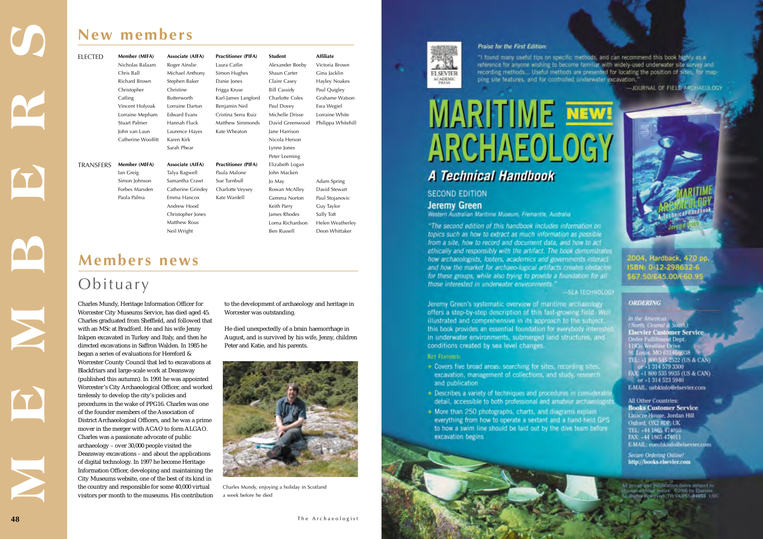# New members

| | Member (MIFA) | Associate (AIFA) | Practitioner (PIFA) | Student | Affiliate |
|---|---|---|---|---|---|
| ELECTED | Nicholas Balaam | Roger Ainslie | Laura Catlin | Alexander Beeby | Victoria Brown |
| | Chris Ball | Michael Anthony | Simon Hughes | Shaun Carter | Gina Jacklin |
| | Richard Brown | Stephen Baker | Danie Jones | Claire Casey | Hayley Noakes |
| | Christopher Catling | Christine Butterworth | Frigga Kruse | Bill Cassidy | Paul Quigley |
| | Vincent Holyoak | Lorraine Darton | Karl-James Langford | Charlotte Coles | Grahame Watson |
| | Lorraine Mepham | Edward Evans | Benjamin Neil | Paul Dovey | Ewa Wegiel |
| | Stuart Palmer | Hannah Fluck | Cristina Serra Ruiz | Michelle Drisse | Lorraine White |
| | John van Laun | Laurence Hayes | Matthew Simmonds | David Greenwood | Philippa Whitehill |
| | Catherine Woolfitt | Karen Kirk | Kate Wheaton | Jane Harrison | |
| | | Sarah Phear | | Nicola Herson | |
| | | | | Lynne Jones | |
| | | | | Peter Leeming | |
| | | | | Elizabeth Logan | |
| | | | | John Macken | |
| | | | | Jo May | Adam Spring |
| | | | | Rowan McAlley | David Stewart |
| | | | | Gemma Norton | Paul Stojanovic |
| | | | | Keith Parry | Guy Taylor |
| | | | | James Rhodes | Sally Toft |
| | | | | Lorna Richardson | Helen Weatherley |
| | | | | Ben Russell | Deon Whittaker |

| | Member (MIFA) | Associate (AIFA) | Practitioner (PIFA) |
|---|---|---|---|
| TRANSFERS | Ian Greig | Talya Bagwell | Paula Malone |
| | Simon Johnson | Samantha Crawt | Sue Turnbull |
| | Forbes Marsden | Catherine Grindey | Charlotte Veysey |
| | Paola Palma | Emma Hancox | Kate Wardell |
| | | Andrew Hood | |
| | | Christopher Jones | |
| | | Matthew Rous | |
| | | Neil Wright | |

# Members news

## Obituary

Charles Mundy, Heritage Information Officer for Worcester City Museums Service, has died aged 45. Charles graduated from Sheffield, and followed that with an MSc at Bradford. He and his wife Jenny Inkpen excavated in Turkey and Italy, and then he directed excavations in Saffron Walden. In 1985 he began a series of evaluations for Hereford & Worcester County Council that led to excavations at Blackfriars and large-scale work at Deansway (published this autumn). In 1991 he was appointed Worcester's City Archaeological Officer, and worked tirelessly to develop the city's policies and procedures in the wake of PPG16. Charles was one of the founder members of the Association of District Archaeological Officers, and he was a prime mover in the merger with ACAO to form ALGAO. Charles was a passionate advocate of public archaeology – over 30,000 people visited the Deansway excavations – and about the applications of digital technology. In 1997 he become Heritage Information Officer, developing and maintaining the City Museums website, one of the best of its kind in the country and responsible for some 40,000 virtual visitors per month to the museums. His contribution to the development of archaeology and heritage in Worcester was outstanding.

He died unexpectedly of a brain haemorrhage in August, and is survived by his wife, Jenny, children Peter and Katie, and his parents.

Charles Mundy, enjoying a holiday in Scotland a week before he died

---

*Praise for the First Edition:*

"I found many useful tips on specific methods, and can recommend this book highly as a reference for anyone wishing to become familiar with widely-used underwater site survey and recording methods... Useful methods are presented for locating the position of sites, for mapping site features, and for controlled underwater excavation."

—JOURNAL OF FIELD ARCHAEOLOGY

# MARITIME ARCHAEOLOGY NEW!

## *A Technical Handbook*

SECOND EDITION

**Jeremy Green**

*Western Australian Maritime Museum, Fremantle, Australia*

*"The second edition of this handbook includes information on topics such as how to extract as much information as possible from a site, how to record and document data, and how to act ethically and responsibly with the artifact. The book demonstrates how archaeologists, looters, academics and governments interact and how the market for archaeo-logical artifacts creates obstacles for these groups, while also trying to provide a foundation for all those interested in underwater environments."*

—SEA TECHNOLOGY

Jeremy Green's systematic overview of maritime archaeology offers a step-by-step description of this fast-growing field. Well illustrated and comprehensive in its approach to the subject, this book provides an essential foundation for everybody interested in underwater environments, submerged land structures, and conditions created by sea level changes.

KEY FEATURES:

- Covers five broad areas: searching for sites, recording sites, excavation, management of collections, and study, research and publication
- Describes a variety of techniques and procedures in considerable detail, accessible to both professional and amateur archaeologists
- More than 250 photographs, charts, and diagrams explain everything from how to operate a sextant and a hand-held GPS to how a swim line should be laid out by the dive team before excavation begins

2004, Hardback, 470 pp.
ISBN: 0-12-298632-6
$67.50/£45.00/€60.95

**ORDERING**

*In the Americas (North, Central & South):*
**Elsevier Customer Service**
Order Fulfillment Dept.
11830 Westline Drive
St. Louis, MO 63146-9938
TEL: +1 800 545 2522 (US & CAN)
or +1 314 579 3300
FAX: +1 800 535 9935 (US & CAN)
or +1 314 523 5940
E-MAIL: usbkinfo@elsevier.com

All Other Countries:
**Books Customer Service**
Linacre House, Jordan Hill
Oxford, OX2 8DP, UK
TEL: +44 1865 474010
FAX: +44 1865 474011
E-MAIL: eurobkinfo@elsevier.com

*Secure Ordering Online!*
**http://books.elsevier.com**

All prices and publication dates subject to change without notice. ©2005 by Elsevier. All Rights Reserved. TD/VA/FSS-04035 1/05